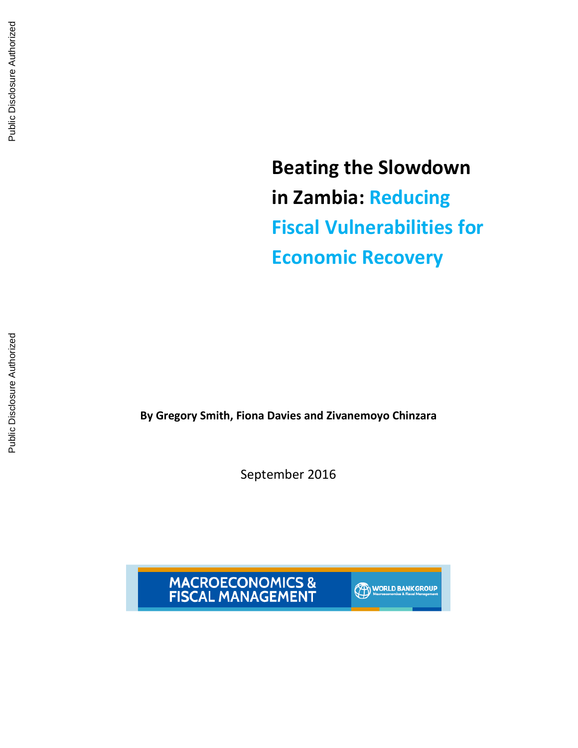# Beating the Slowdown in Zambia: Reducing Fiscal Vulnerabilities for Economic Recovery

**By Gregory Smith, Fiona Davies and Zivanemoyo Chinzara**

September 2016

MACROECONOMICS & FISCAL MANAGEMENT

WORLD BANK GROUP
Macroeconomics & Fiscal Management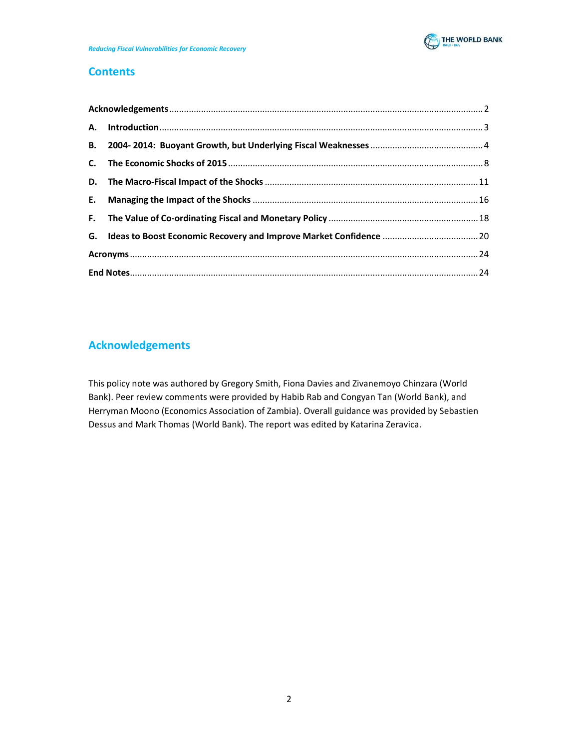## Contents

| | |
|---|---|
| **Acknowledgements** | 2 |
| **A. Introduction** | 3 |
| **B. 2004- 2014: Buoyant Growth, but Underlying Fiscal Weaknesses** | 4 |
| **C. The Economic Shocks of 2015** | 8 |
| **D. The Macro-Fiscal Impact of the Shocks** | 11 |
| **E. Managing the Impact of the Shocks** | 16 |
| **F. The Value of Co-ordinating Fiscal and Monetary Policy** | 18 |
| **G. Ideas to Boost Economic Recovery and Improve Market Confidence** | 20 |
| **Acronyms** | 24 |
| **End Notes** | 24 |

## Acknowledgements

This policy note was authored by Gregory Smith, Fiona Davies and Zivanemoyo Chinzara (World Bank). Peer review comments were provided by Habib Rab and Congyan Tan (World Bank), and Herryman Moono (Economics Association of Zambia). Overall guidance was provided by Sebastien Dessus and Mark Thomas (World Bank). The report was edited by Katarina Zeravica.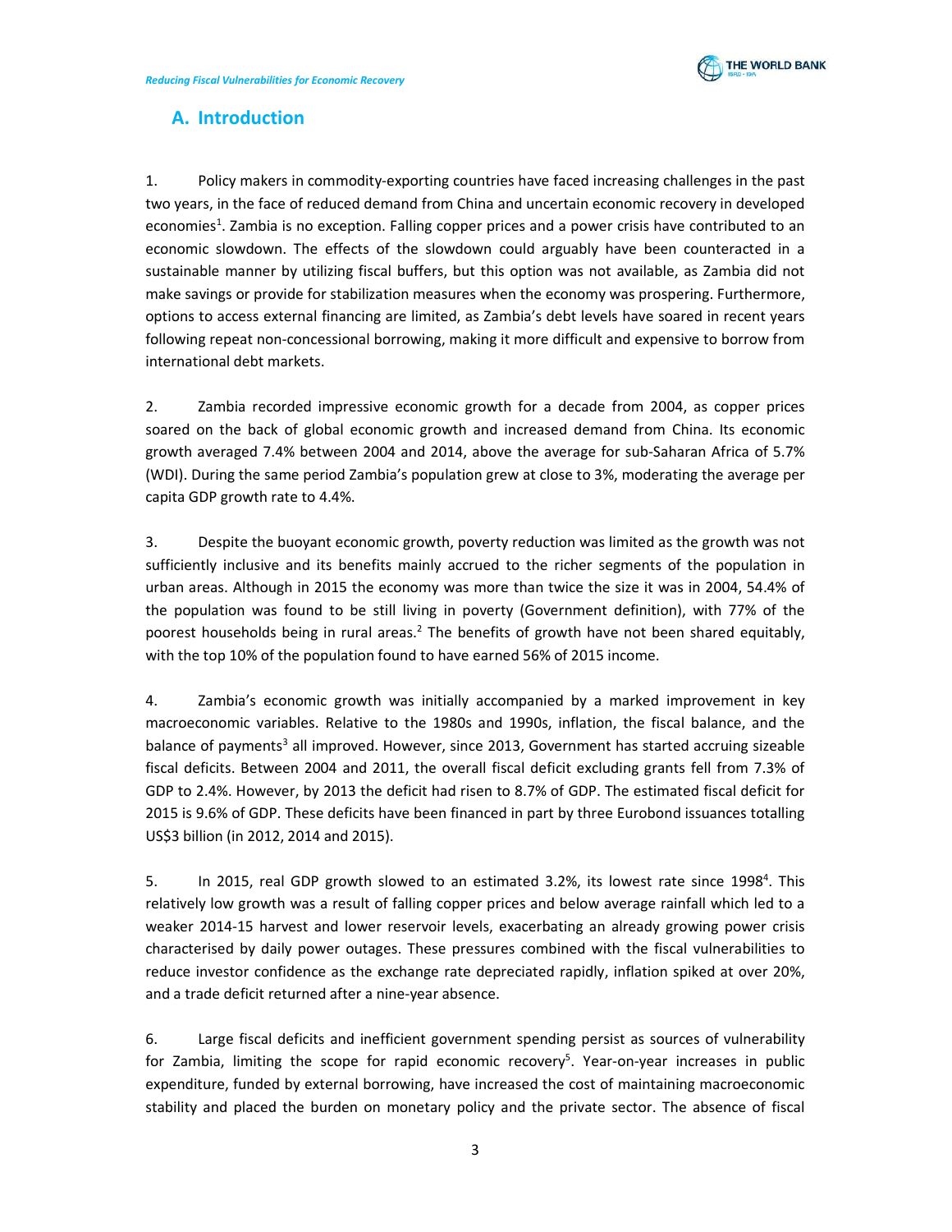## A. Introduction

1. Policy makers in commodity-exporting countries have faced increasing challenges in the past two years, in the face of reduced demand from China and uncertain economic recovery in developed economies[1]. Zambia is no exception. Falling copper prices and a power crisis have contributed to an economic slowdown. The effects of the slowdown could arguably have been counteracted in a sustainable manner by utilizing fiscal buffers, but this option was not available, as Zambia did not make savings or provide for stabilization measures when the economy was prospering. Furthermore, options to access external financing are limited, as Zambia's debt levels have soared in recent years following repeat non-concessional borrowing, making it more difficult and expensive to borrow from international debt markets.

2. Zambia recorded impressive economic growth for a decade from 2004, as copper prices soared on the back of global economic growth and increased demand from China. Its economic growth averaged 7.4% between 2004 and 2014, above the average for sub-Saharan Africa of 5.7% (WDI). During the same period Zambia's population grew at close to 3%, moderating the average per capita GDP growth rate to 4.4%.

3. Despite the buoyant economic growth, poverty reduction was limited as the growth was not sufficiently inclusive and its benefits mainly accrued to the richer segments of the population in urban areas. Although in 2015 the economy was more than twice the size it was in 2004, 54.4% of the population was found to be still living in poverty (Government definition), with 77% of the poorest households being in rural areas.[2] The benefits of growth have not been shared equitably, with the top 10% of the population found to have earned 56% of 2015 income.

4. Zambia's economic growth was initially accompanied by a marked improvement in key macroeconomic variables. Relative to the 1980s and 1990s, inflation, the fiscal balance, and the balance of payments[3] all improved. However, since 2013, Government has started accruing sizeable fiscal deficits. Between 2004 and 2011, the overall fiscal deficit excluding grants fell from 7.3% of GDP to 2.4%. However, by 2013 the deficit had risen to 8.7% of GDP. The estimated fiscal deficit for 2015 is 9.6% of GDP. These deficits have been financed in part by three Eurobond issuances totalling US$3 billion (in 2012, 2014 and 2015).

5. In 2015, real GDP growth slowed to an estimated 3.2%, its lowest rate since 1998[4]. This relatively low growth was a result of falling copper prices and below average rainfall which led to a weaker 2014-15 harvest and lower reservoir levels, exacerbating an already growing power crisis characterised by daily power outages. These pressures combined with the fiscal vulnerabilities to reduce investor confidence as the exchange rate depreciated rapidly, inflation spiked at over 20%, and a trade deficit returned after a nine-year absence.

6. Large fiscal deficits and inefficient government spending persist as sources of vulnerability for Zambia, limiting the scope for rapid economic recovery[5]. Year-on-year increases in public expenditure, funded by external borrowing, have increased the cost of maintaining macroeconomic stability and placed the burden on monetary policy and the private sector. The absence of fiscal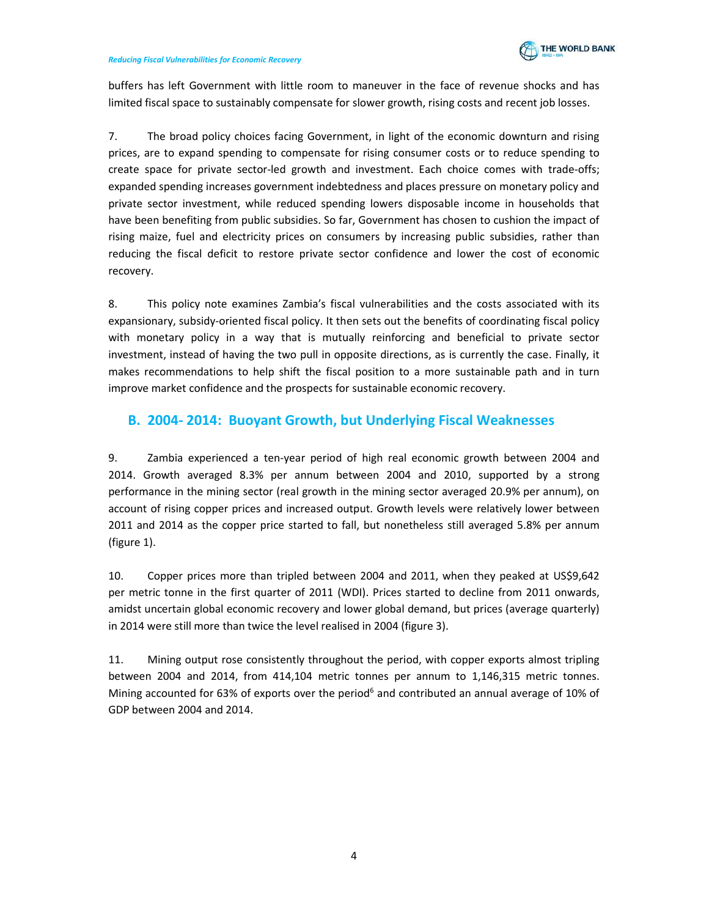buffers has left Government with little room to maneuver in the face of revenue shocks and has limited fiscal space to sustainably compensate for slower growth, rising costs and recent job losses.

7. The broad policy choices facing Government, in light of the economic downturn and rising prices, are to expand spending to compensate for rising consumer costs or to reduce spending to create space for private sector-led growth and investment. Each choice comes with trade-offs; expanded spending increases government indebtedness and places pressure on monetary policy and private sector investment, while reduced spending lowers disposable income in households that have been benefiting from public subsidies. So far, Government has chosen to cushion the impact of rising maize, fuel and electricity prices on consumers by increasing public subsidies, rather than reducing the fiscal deficit to restore private sector confidence and lower the cost of economic recovery.

8. This policy note examines Zambia's fiscal vulnerabilities and the costs associated with its expansionary, subsidy-oriented fiscal policy. It then sets out the benefits of coordinating fiscal policy with monetary policy in a way that is mutually reinforcing and beneficial to private sector investment, instead of having the two pull in opposite directions, as is currently the case. Finally, it makes recommendations to help shift the fiscal position to a more sustainable path and in turn improve market confidence and the prospects for sustainable economic recovery.

## B. 2004- 2014: Buoyant Growth, but Underlying Fiscal Weaknesses

9. Zambia experienced a ten-year period of high real economic growth between 2004 and 2014. Growth averaged 8.3% per annum between 2004 and 2010, supported by a strong performance in the mining sector (real growth in the mining sector averaged 20.9% per annum), on account of rising copper prices and increased output. Growth levels were relatively lower between 2011 and 2014 as the copper price started to fall, but nonetheless still averaged 5.8% per annum (figure 1).

10. Copper prices more than tripled between 2004 and 2011, when they peaked at US$9,642 per metric tonne in the first quarter of 2011 (WDI). Prices started to decline from 2011 onwards, amidst uncertain global economic recovery and lower global demand, but prices (average quarterly) in 2014 were still more than twice the level realised in 2004 (figure 3).

11. Mining output rose consistently throughout the period, with copper exports almost tripling between 2004 and 2014, from 414,104 metric tonnes per annum to 1,146,315 metric tonnes. Mining accounted for 63% of exports over the period[6] and contributed an annual average of 10% of GDP between 2004 and 2014.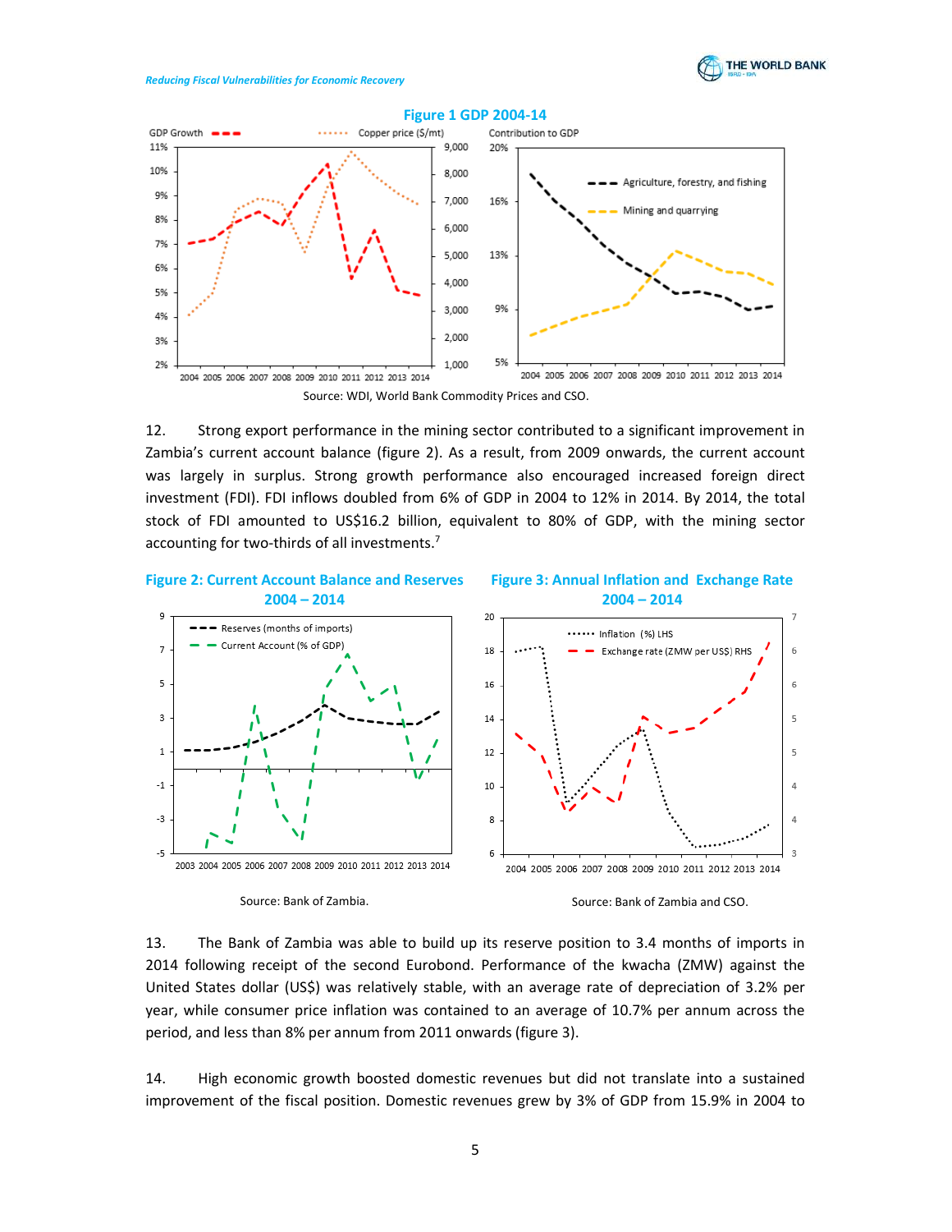**Figure 1 GDP 2004-14**

Source: WDI, World Bank Commodity Prices and CSO.

12. Strong export performance in the mining sector contributed to a significant improvement in Zambia's current account balance (figure 2). As a result, from 2009 onwards, the current account was largely in surplus. Strong growth performance also encouraged increased foreign direct investment (FDI). FDI inflows doubled from 6% of GDP in 2004 to 12% in 2014. By 2014, the total stock of FDI amounted to US$16.2 billion, equivalent to 80% of GDP, with the mining sector accounting for two-thirds of all investments.[7]

**Figure 2: Current Account Balance and Reserves 2004 – 2014**

Source: Bank of Zambia.

**Figure 3: Annual Inflation and Exchange Rate 2004 – 2014**

Source: Bank of Zambia and CSO.

13. The Bank of Zambia was able to build up its reserve position to 3.4 months of imports in 2014 following receipt of the second Eurobond. Performance of the kwacha (ZMW) against the United States dollar (US$) was relatively stable, with an average rate of depreciation of 3.2% per year, while consumer price inflation was contained to an average of 10.7% per annum across the period, and less than 8% per annum from 2011 onwards (figure 3).

14. High economic growth boosted domestic revenues but did not translate into a sustained improvement of the fiscal position. Domestic revenues grew by 3% of GDP from 15.9% in 2004 to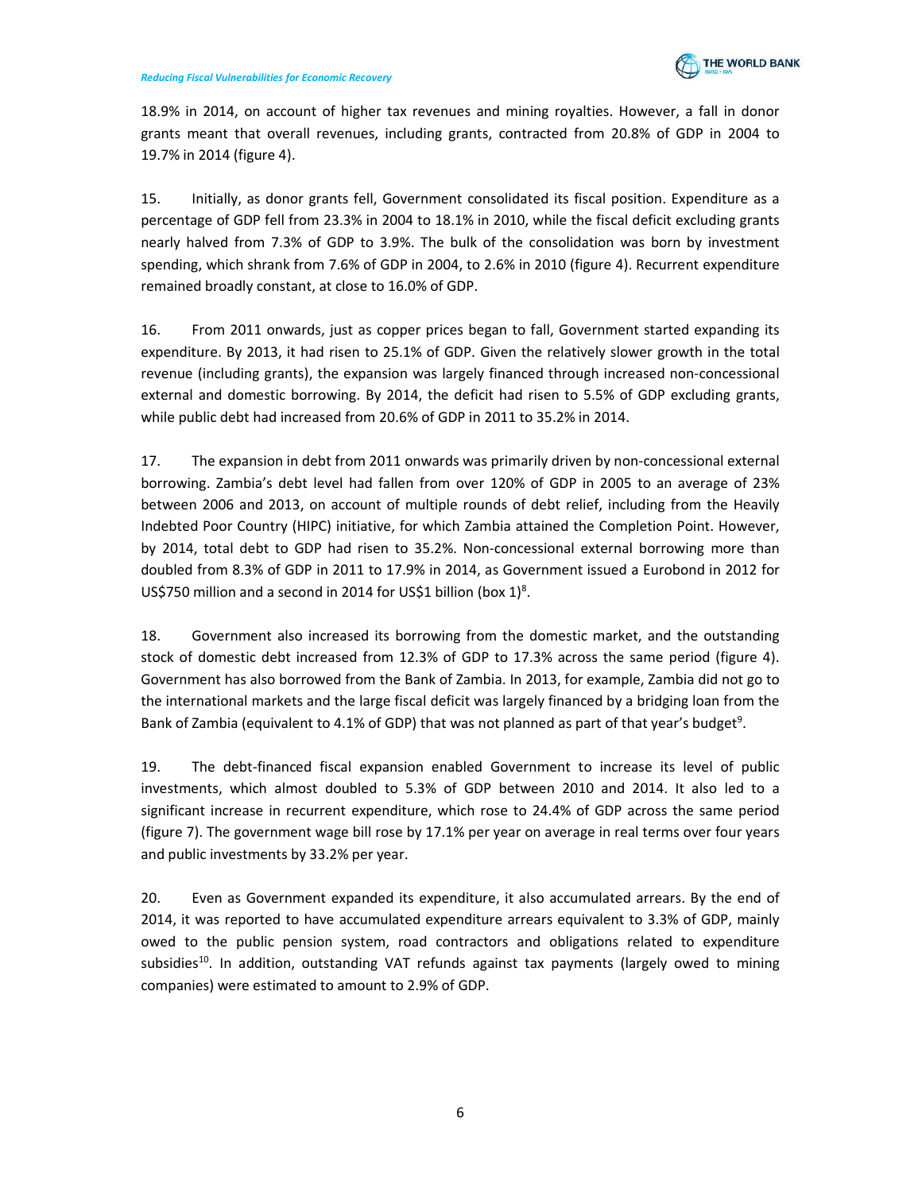18.9% in 2014, on account of higher tax revenues and mining royalties. However, a fall in donor grants meant that overall revenues, including grants, contracted from 20.8% of GDP in 2004 to 19.7% in 2014 (figure 4).

15. Initially, as donor grants fell, Government consolidated its fiscal position. Expenditure as a percentage of GDP fell from 23.3% in 2004 to 18.1% in 2010, while the fiscal deficit excluding grants nearly halved from 7.3% of GDP to 3.9%. The bulk of the consolidation was born by investment spending, which shrank from 7.6% of GDP in 2004, to 2.6% in 2010 (figure 4). Recurrent expenditure remained broadly constant, at close to 16.0% of GDP.

16. From 2011 onwards, just as copper prices began to fall, Government started expanding its expenditure. By 2013, it had risen to 25.1% of GDP. Given the relatively slower growth in the total revenue (including grants), the expansion was largely financed through increased non-concessional external and domestic borrowing. By 2014, the deficit had risen to 5.5% of GDP excluding grants, while public debt had increased from 20.6% of GDP in 2011 to 35.2% in 2014.

17. The expansion in debt from 2011 onwards was primarily driven by non-concessional external borrowing. Zambia's debt level had fallen from over 120% of GDP in 2005 to an average of 23% between 2006 and 2013, on account of multiple rounds of debt relief, including from the Heavily Indebted Poor Country (HIPC) initiative, for which Zambia attained the Completion Point. However, by 2014, total debt to GDP had risen to 35.2%. Non-concessional external borrowing more than doubled from 8.3% of GDP in 2011 to 17.9% in 2014, as Government issued a Eurobond in 2012 for US$750 million and a second in 2014 for US$1 billion (box 1)[8].

18. Government also increased its borrowing from the domestic market, and the outstanding stock of domestic debt increased from 12.3% of GDP to 17.3% across the same period (figure 4). Government has also borrowed from the Bank of Zambia. In 2013, for example, Zambia did not go to the international markets and the large fiscal deficit was largely financed by a bridging loan from the Bank of Zambia (equivalent to 4.1% of GDP) that was not planned as part of that year's budget[9].

19. The debt-financed fiscal expansion enabled Government to increase its level of public investments, which almost doubled to 5.3% of GDP between 2010 and 2014. It also led to a significant increase in recurrent expenditure, which rose to 24.4% of GDP across the same period (figure 7). The government wage bill rose by 17.1% per year on average in real terms over four years and public investments by 33.2% per year.

20. Even as Government expanded its expenditure, it also accumulated arrears. By the end of 2014, it was reported to have accumulated expenditure arrears equivalent to 3.3% of GDP, mainly owed to the public pension system, road contractors and obligations related to expenditure subsidies[10]. In addition, outstanding VAT refunds against tax payments (largely owed to mining companies) were estimated to amount to 2.9% of GDP.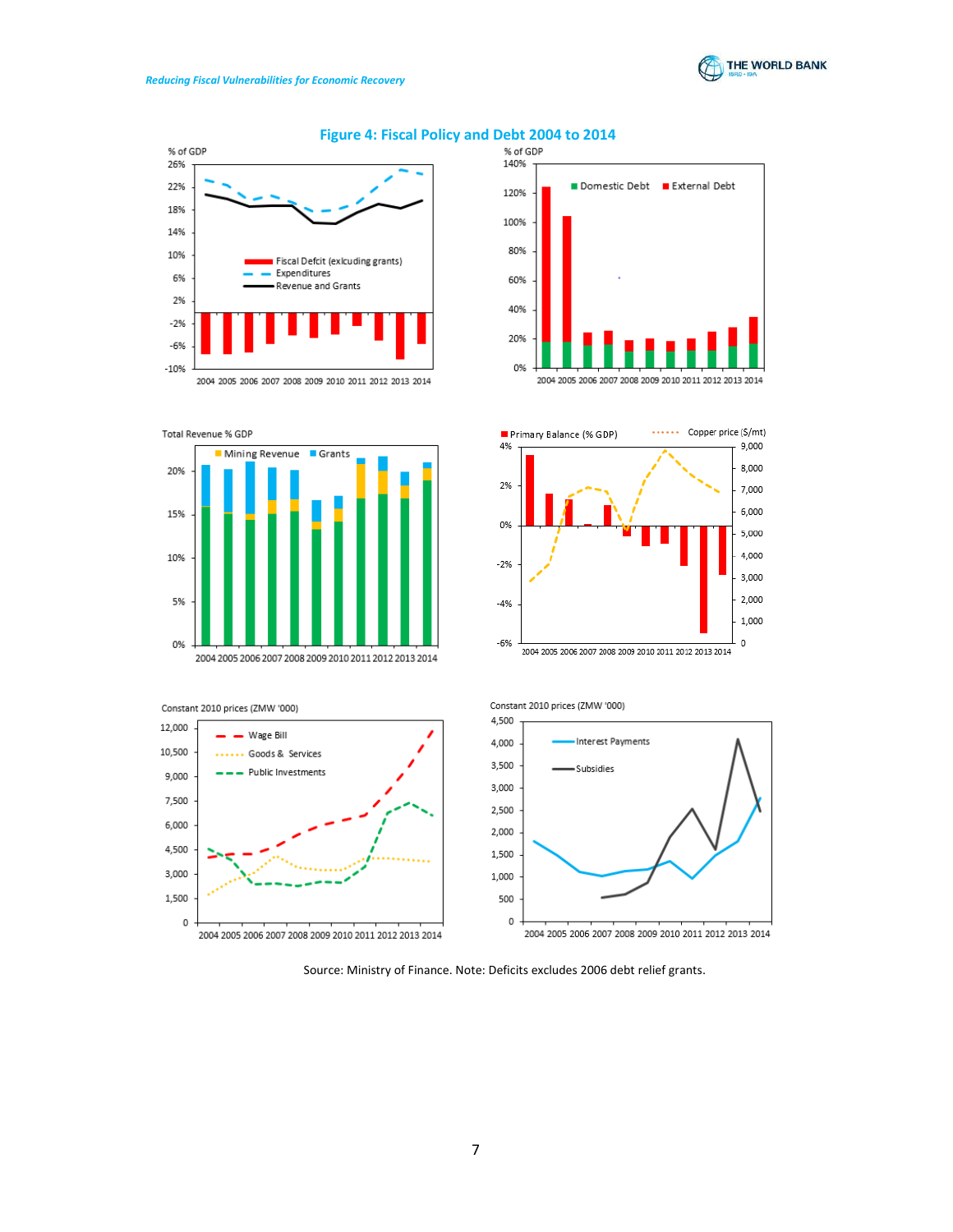**Figure 4: Fiscal Policy and Debt 2004 to 2014**

Source: Ministry of Finance. Note: Deficits excludes 2006 debt relief grants.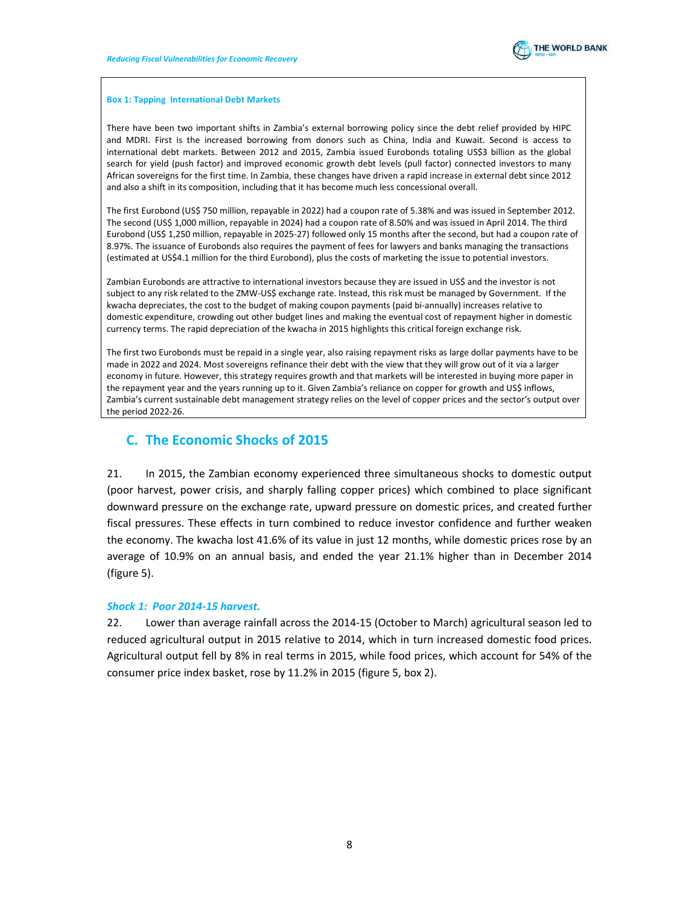**Box 1: Tapping International Debt Markets**

There have been two important shifts in Zambia's external borrowing policy since the debt relief provided by HIPC and MDRI. First is the increased borrowing from donors such as China, India and Kuwait. Second is access to international debt markets. Between 2012 and 2015, Zambia issued Eurobonds totaling US$3 billion as the global search for yield (push factor) and improved economic growth debt levels (pull factor) connected investors to many African sovereigns for the first time. In Zambia, these changes have driven a rapid increase in external debt since 2012 and also a shift in its composition, including that it has become much less concessional overall.

The first Eurobond (US$ 750 million, repayable in 2022) had a coupon rate of 5.38% and was issued in September 2012. The second (US$ 1,000 million, repayable in 2024) had a coupon rate of 8.50% and was issued in April 2014. The third Eurobond (US$ 1,250 million, repayable in 2025-27) followed only 15 months after the second, but had a coupon rate of 8.97%. The issuance of Eurobonds also requires the payment of fees for lawyers and banks managing the transactions (estimated at US$4.1 million for the third Eurobond), plus the costs of marketing the issue to potential investors.

Zambian Eurobonds are attractive to international investors because they are issued in US$ and the investor is not subject to any risk related to the ZMW-US$ exchange rate. Instead, this risk must be managed by Government. If the kwacha depreciates, the cost to the budget of making coupon payments (paid bi-annually) increases relative to domestic expenditure, crowding out other budget lines and making the eventual cost of repayment higher in domestic currency terms. The rapid depreciation of the kwacha in 2015 highlights this critical foreign exchange risk.

The first two Eurobonds must be repaid in a single year, also raising repayment risks as large dollar payments have to be made in 2022 and 2024. Most sovereigns refinance their debt with the view that they will grow out of it via a larger economy in future. However, this strategy requires growth and that markets will be interested in buying more paper in the repayment year and the years running up to it. Given Zambia's reliance on copper for growth and US$ inflows, Zambia's current sustainable debt management strategy relies on the level of copper prices and the sector's output over the period 2022-26.

## C. The Economic Shocks of 2015

21. In 2015, the Zambian economy experienced three simultaneous shocks to domestic output (poor harvest, power crisis, and sharply falling copper prices) which combined to place significant downward pressure on the exchange rate, upward pressure on domestic prices, and created further fiscal pressures. These effects in turn combined to reduce investor confidence and further weaken the economy. The kwacha lost 41.6% of its value in just 12 months, while domestic prices rose by an average of 10.9% on an annual basis, and ended the year 21.1% higher than in December 2014 (figure 5).

### *Shock 1: Poor 2014-15 harvest.*

22. Lower than average rainfall across the 2014-15 (October to March) agricultural season led to reduced agricultural output in 2015 relative to 2014, which in turn increased domestic food prices. Agricultural output fell by 8% in real terms in 2015, while food prices, which account for 54% of the consumer price index basket, rose by 11.2% in 2015 (figure 5, box 2).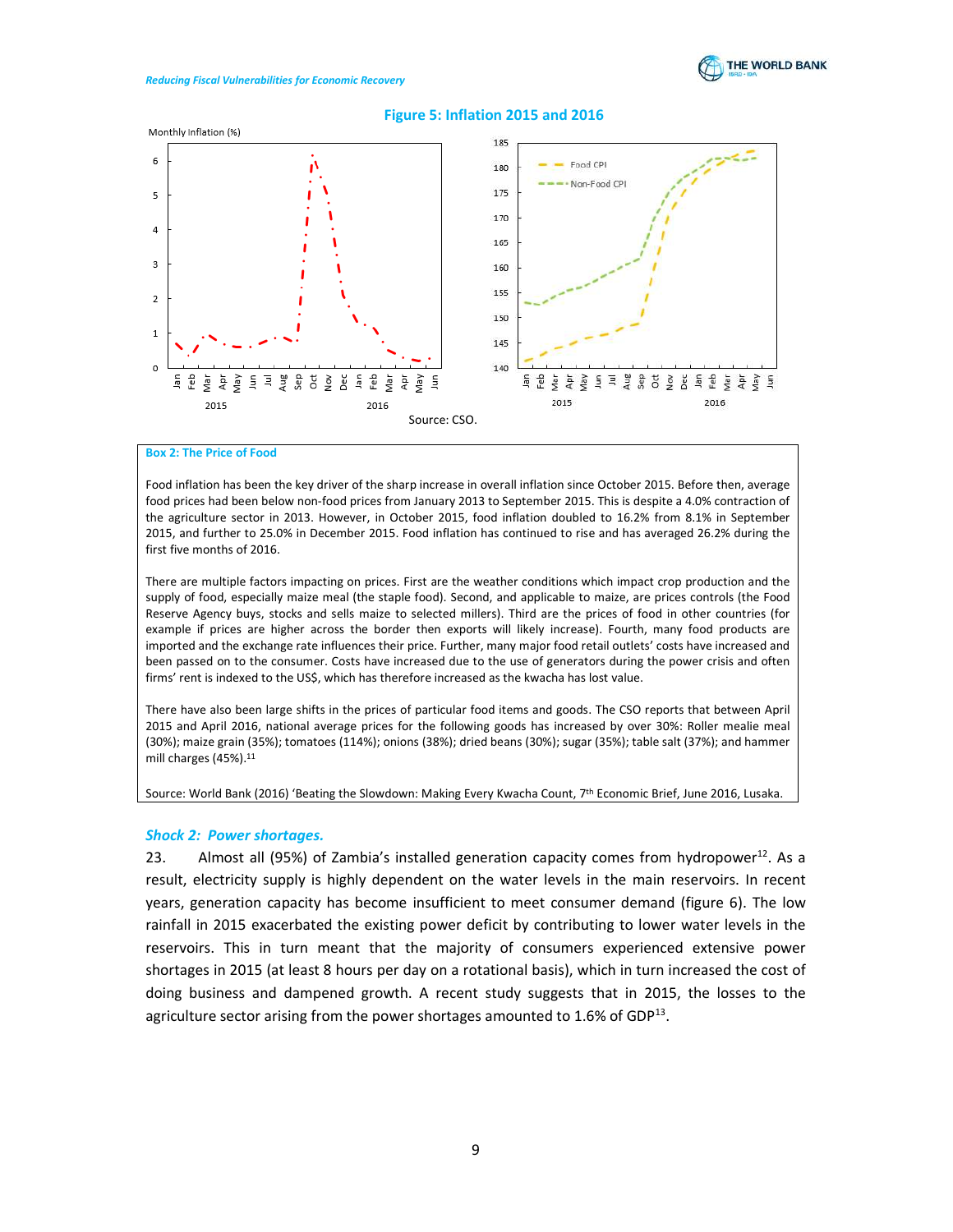**Figure 5: Inflation 2015 and 2016**

Source: CSO.

**Box 2: The Price of Food**

Food inflation has been the key driver of the sharp increase in overall inflation since October 2015. Before then, average food prices had been below non-food prices from January 2013 to September 2015. This is despite a 4.0% contraction of the agriculture sector in 2013. However, in October 2015, food inflation doubled to 16.2% from 8.1% in September 2015, and further to 25.0% in December 2015. Food inflation has continued to rise and has averaged 26.2% during the first five months of 2016.

There are multiple factors impacting on prices. First are the weather conditions which impact crop production and the supply of food, especially maize meal (the staple food). Second, and applicable to maize, are prices controls (the Food Reserve Agency buys, stocks and sells maize to selected millers). Third are the prices of food in other countries (for example if prices are higher across the border then exports will likely increase). Fourth, many food products are imported and the exchange rate influences their price. Further, many major food retail outlets' costs have increased and been passed on to the consumer. Costs have increased due to the use of generators during the power crisis and often firms' rent is indexed to the US$, which has therefore increased as the kwacha has lost value.

There have also been large shifts in the prices of particular food items and goods. The CSO reports that between April 2015 and April 2016, national average prices for the following goods has increased by over 30%: Roller mealie meal (30%); maize grain (35%); tomatoes (114%); onions (38%); dried beans (30%); sugar (35%); table salt (37%); and hammer mill charges (45%).[11]

Source: World Bank (2016) 'Beating the Slowdown: Making Every Kwacha Count, 7th Economic Brief, June 2016, Lusaka.

### *Shock 2: Power shortages.*

23. Almost all (95%) of Zambia's installed generation capacity comes from hydropower[12]. As a result, electricity supply is highly dependent on the water levels in the main reservoirs. In recent years, generation capacity has become insufficient to meet consumer demand (figure 6). The low rainfall in 2015 exacerbated the existing power deficit by contributing to lower water levels in the reservoirs. This in turn meant that the majority of consumers experienced extensive power shortages in 2015 (at least 8 hours per day on a rotational basis), which in turn increased the cost of doing business and dampened growth. A recent study suggests that in 2015, the losses to the agriculture sector arising from the power shortages amounted to 1.6% of GDP[13].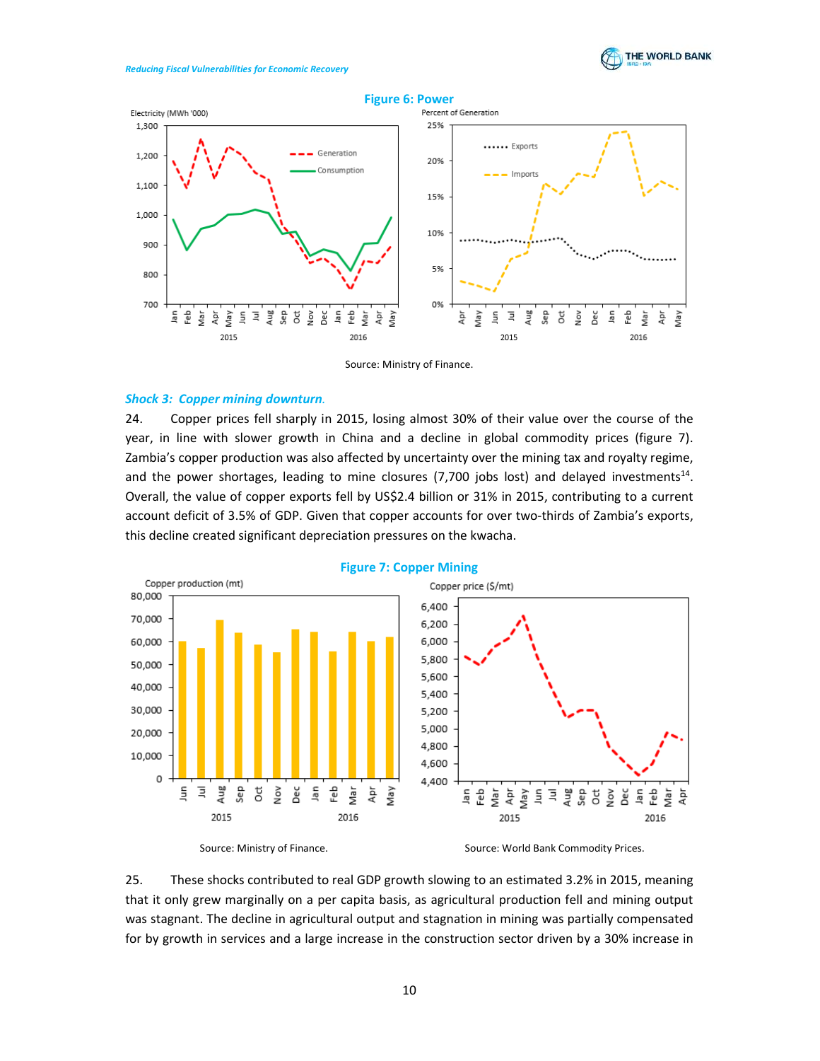**Figure 6: Power**

Source: Ministry of Finance.

### *Shock 3: Copper mining downturn.*

24. Copper prices fell sharply in 2015, losing almost 30% of their value over the course of the year, in line with slower growth in China and a decline in global commodity prices (figure 7). Zambia's copper production was also affected by uncertainty over the mining tax and royalty regime, and the power shortages, leading to mine closures (7,700 jobs lost) and delayed investments[14]. Overall, the value of copper exports fell by US$2.4 billion or 31% in 2015, contributing to a current account deficit of 3.5% of GDP. Given that copper accounts for over two-thirds of Zambia's exports, this decline created significant depreciation pressures on the kwacha.

**Figure 7: Copper Mining**

Source: Ministry of Finance. Source: World Bank Commodity Prices.

25. These shocks contributed to real GDP growth slowing to an estimated 3.2% in 2015, meaning that it only grew marginally on a per capita basis, as agricultural production fell and mining output was stagnant. The decline in agricultural output and stagnation in mining was partially compensated for by growth in services and a large increase in the construction sector driven by a 30% increase in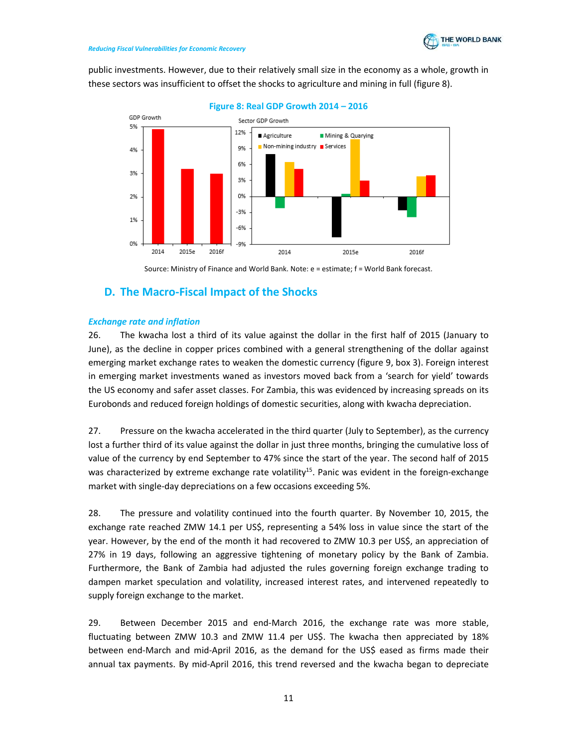public investments. However, due to their relatively small size in the economy as a whole, growth in these sectors was insufficient to offset the shocks to agriculture and mining in full (figure 8).

**Figure 8: Real GDP Growth 2014 – 2016**

Source: Ministry of Finance and World Bank. Note: e = estimate; f = World Bank forecast.

## D. The Macro-Fiscal Impact of the Shocks

***Exchange rate and inflation***

26. The kwacha lost a third of its value against the dollar in the first half of 2015 (January to June), as the decline in copper prices combined with a general strengthening of the dollar against emerging market exchange rates to weaken the domestic currency (figure 9, box 3). Foreign interest in emerging market investments waned as investors moved back from a 'search for yield' towards the US economy and safer asset classes. For Zambia, this was evidenced by increasing spreads on its Eurobonds and reduced foreign holdings of domestic securities, along with kwacha depreciation.

27. Pressure on the kwacha accelerated in the third quarter (July to September), as the currency lost a further third of its value against the dollar in just three months, bringing the cumulative loss of value of the currency by end September to 47% since the start of the year. The second half of 2015 was characterized by extreme exchange rate volatility[15]. Panic was evident in the foreign-exchange market with single-day depreciations on a few occasions exceeding 5%.

28. The pressure and volatility continued into the fourth quarter. By November 10, 2015, the exchange rate reached ZMW 14.1 per US$, representing a 54% loss in value since the start of the year. However, by the end of the month it had recovered to ZMW 10.3 per US$, an appreciation of 27% in 19 days, following an aggressive tightening of monetary policy by the Bank of Zambia. Furthermore, the Bank of Zambia had adjusted the rules governing foreign exchange trading to dampen market speculation and volatility, increased interest rates, and intervened repeatedly to supply foreign exchange to the market.

29. Between December 2015 and end-March 2016, the exchange rate was more stable, fluctuating between ZMW 10.3 and ZMW 11.4 per US$. The kwacha then appreciated by 18% between end-March and mid-April 2016, as the demand for the US$ eased as firms made their annual tax payments. By mid-April 2016, this trend reversed and the kwacha began to depreciate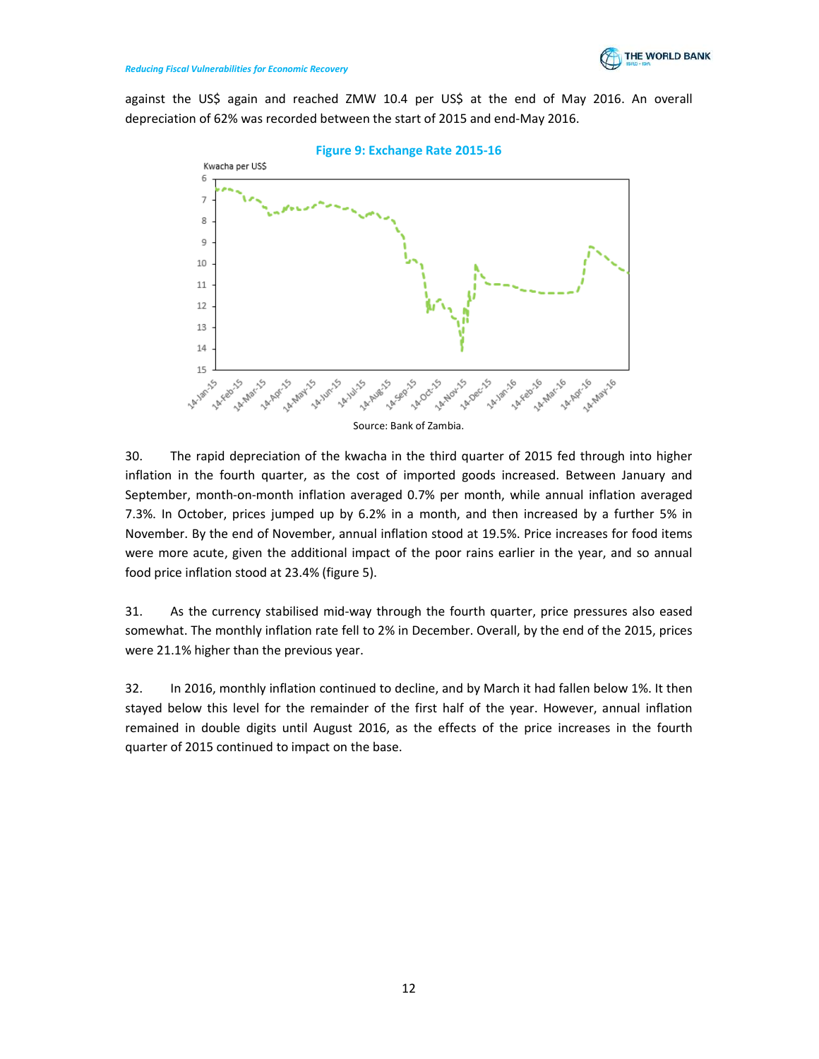against the US$ again and reached ZMW 10.4 per US$ at the end of May 2016. An overall depreciation of 62% was recorded between the start of 2015 and end-May 2016.

**Figure 9: Exchange Rate 2015-16**

Source: Bank of Zambia.

30. The rapid depreciation of the kwacha in the third quarter of 2015 fed through into higher inflation in the fourth quarter, as the cost of imported goods increased. Between January and September, month-on-month inflation averaged 0.7% per month, while annual inflation averaged 7.3%. In October, prices jumped up by 6.2% in a month, and then increased by a further 5% in November. By the end of November, annual inflation stood at 19.5%. Price increases for food items were more acute, given the additional impact of the poor rains earlier in the year, and so annual food price inflation stood at 23.4% (figure 5).

31. As the currency stabilised mid-way through the fourth quarter, price pressures also eased somewhat. The monthly inflation rate fell to 2% in December. Overall, by the end of the 2015, prices were 21.1% higher than the previous year.

32. In 2016, monthly inflation continued to decline, and by March it had fallen below 1%. It then stayed below this level for the remainder of the first half of the year. However, annual inflation remained in double digits until August 2016, as the effects of the price increases in the fourth quarter of 2015 continued to impact on the base.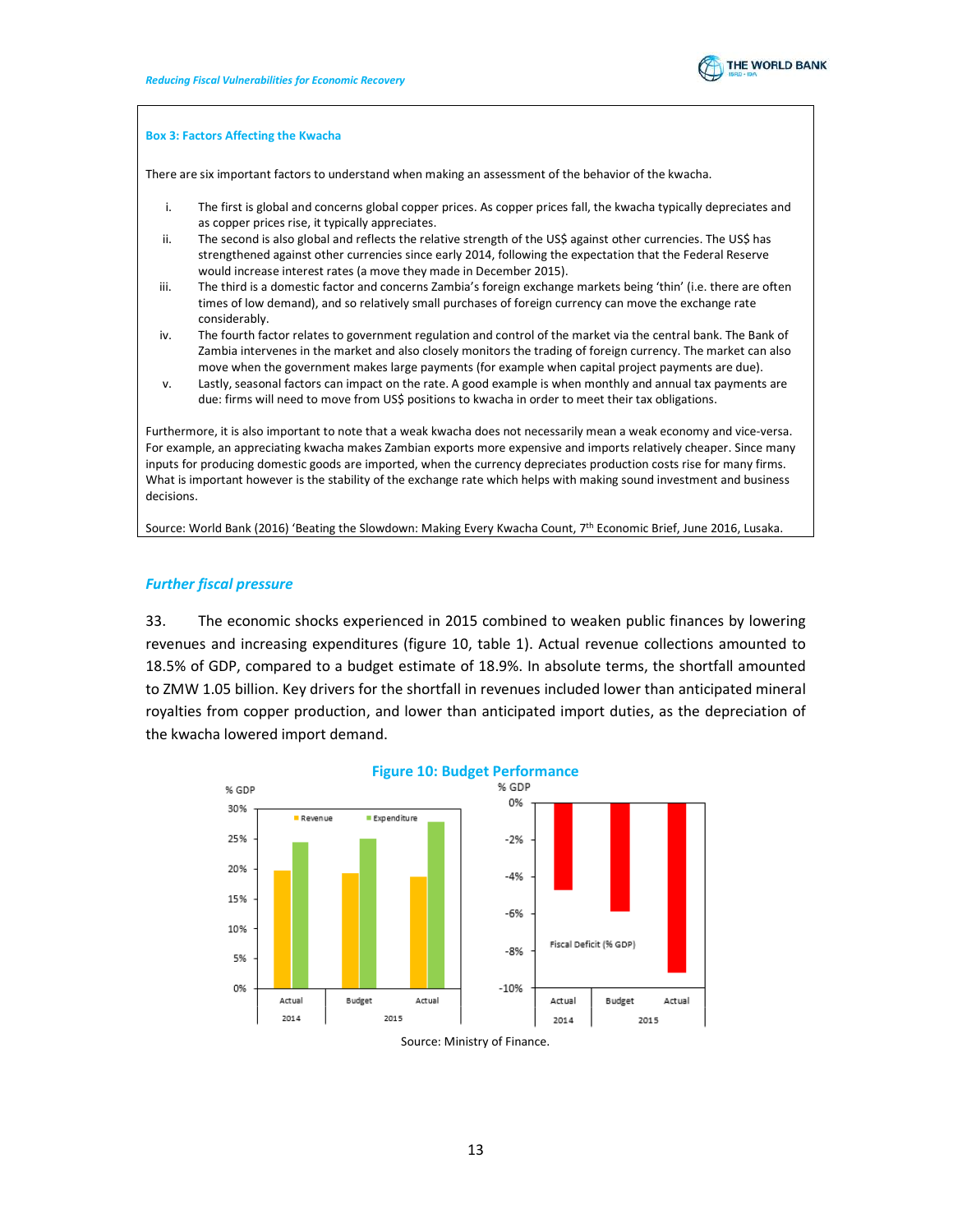**Box 3: Factors Affecting the Kwacha**

There are six important factors to understand when making an assessment of the behavior of the kwacha.

i. The first is global and concerns global copper prices. As copper prices fall, the kwacha typically depreciates and as copper prices rise, it typically appreciates.
ii. The second is also global and reflects the relative strength of the US$ against other currencies. The US$ has strengthened against other currencies since early 2014, following the expectation that the Federal Reserve would increase interest rates (a move they made in December 2015).
iii. The third is a domestic factor and concerns Zambia's foreign exchange markets being 'thin' (i.e. there are often times of low demand), and so relatively small purchases of foreign currency can move the exchange rate considerably.
iv. The fourth factor relates to government regulation and control of the market via the central bank. The Bank of Zambia intervenes in the market and also closely monitors the trading of foreign currency. The market can also move when the government makes large payments (for example when capital project payments are due).
v. Lastly, seasonal factors can impact on the rate. A good example is when monthly and annual tax payments are due: firms will need to move from US$ positions to kwacha in order to meet their tax obligations.

Furthermore, it is also important to note that a weak kwacha does not necessarily mean a weak economy and vice-versa. For example, an appreciating kwacha makes Zambian exports more expensive and imports relatively cheaper. Since many inputs for producing domestic goods are imported, when the currency depreciates production costs rise for many firms. What is important however is the stability of the exchange rate which helps with making sound investment and business decisions.

Source: World Bank (2016) 'Beating the Slowdown: Making Every Kwacha Count, 7th Economic Brief, June 2016, Lusaka.

### *Further fiscal pressure*

33. The economic shocks experienced in 2015 combined to weaken public finances by lowering revenues and increasing expenditures (figure 10, table 1). Actual revenue collections amounted to 18.5% of GDP, compared to a budget estimate of 18.9%. In absolute terms, the shortfall amounted to ZMW 1.05 billion. Key drivers for the shortfall in revenues included lower than anticipated mineral royalties from copper production, and lower than anticipated import duties, as the depreciation of the kwacha lowered import demand.

**Figure 10: Budget Performance**

Source: Ministry of Finance.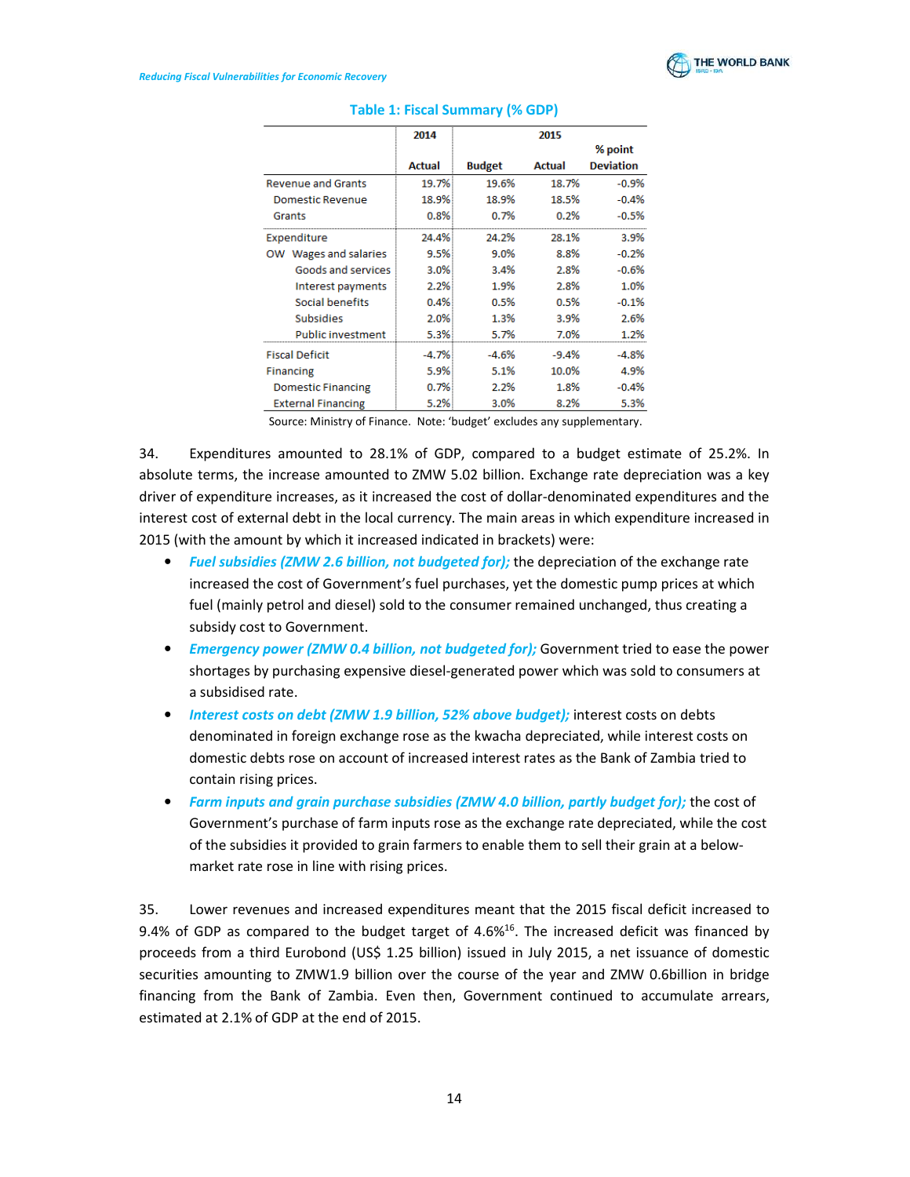**Table 1: Fiscal Summary (% GDP)**

| | 2014 | 2015 | | |
|---|---|---|---|---|
| | Actual | Budget | Actual | % point Deviation |
| Revenue and Grants | 19.7% | 19.6% | 18.7% | -0.9% |
| Domestic Revenue | 18.9% | 18.9% | 18.5% | -0.4% |
| Grants | 0.8% | 0.7% | 0.2% | -0.5% |
| Expenditure | 24.4% | 24.2% | 28.1% | 3.9% |
| OW Wages and salaries | 9.5% | 9.0% | 8.8% | -0.2% |
| Goods and services | 3.0% | 3.4% | 2.8% | -0.6% |
| Interest payments | 2.2% | 1.9% | 2.8% | 1.0% |
| Social benefits | 0.4% | 0.5% | 0.5% | -0.1% |
| Subsidies | 2.0% | 1.3% | 3.9% | 2.6% |
| Public investment | 5.3% | 5.7% | 7.0% | 1.2% |
| Fiscal Deficit | -4.7% | -4.6% | -9.4% | -4.8% |
| Financing | 5.9% | 5.1% | 10.0% | 4.9% |
| Domestic Financing | 0.7% | 2.2% | 1.8% | -0.4% |
| External Financing | 5.2% | 3.0% | 8.2% | 5.3% |

Source: Ministry of Finance. Note: 'budget' excludes any supplementary.

34. Expenditures amounted to 28.1% of GDP, compared to a budget estimate of 25.2%. In absolute terms, the increase amounted to ZMW 5.02 billion. Exchange rate depreciation was a key driver of expenditure increases, as it increased the cost of dollar-denominated expenditures and the interest cost of external debt in the local currency. The main areas in which expenditure increased in 2015 (with the amount by which it increased indicated in brackets) were:

- ***Fuel subsidies (ZMW 2.6 billion, not budgeted for);*** the depreciation of the exchange rate increased the cost of Government's fuel purchases, yet the domestic pump prices at which fuel (mainly petrol and diesel) sold to the consumer remained unchanged, thus creating a subsidy cost to Government.
- ***Emergency power (ZMW 0.4 billion, not budgeted for);*** Government tried to ease the power shortages by purchasing expensive diesel-generated power which was sold to consumers at a subsidised rate.
- ***Interest costs on debt (ZMW 1.9 billion, 52% above budget);*** interest costs on debts denominated in foreign exchange rose as the kwacha depreciated, while interest costs on domestic debts rose on account of increased interest rates as the Bank of Zambia tried to contain rising prices.
- ***Farm inputs and grain purchase subsidies (ZMW 4.0 billion, partly budget for);*** the cost of Government's purchase of farm inputs rose as the exchange rate depreciated, while the cost of the subsidies it provided to grain farmers to enable them to sell their grain at a below-market rate rose in line with rising prices.

35. Lower revenues and increased expenditures meant that the 2015 fiscal deficit increased to 9.4% of GDP as compared to the budget target of 4.6%[16]. The increased deficit was financed by proceeds from a third Eurobond (US$ 1.25 billion) issued in July 2015, a net issuance of domestic securities amounting to ZMW1.9 billion over the course of the year and ZMW 0.6billion in bridge financing from the Bank of Zambia. Even then, Government continued to accumulate arrears, estimated at 2.1% of GDP at the end of 2015.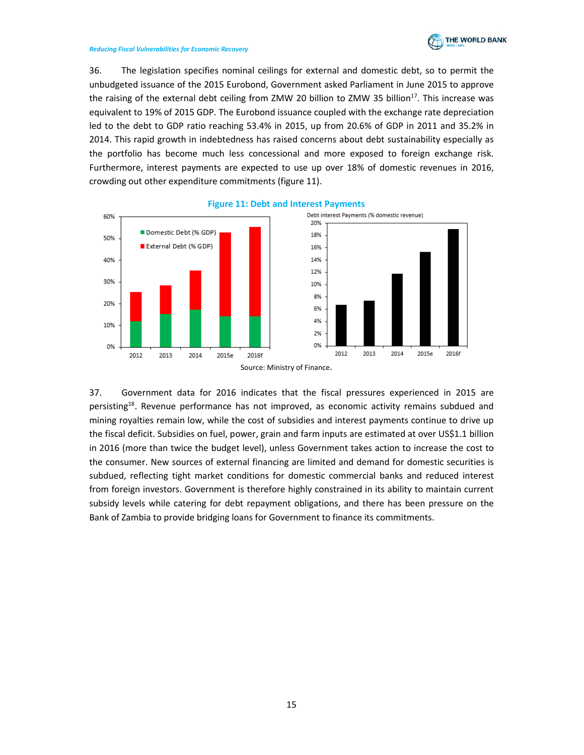36. The legislation specifies nominal ceilings for external and domestic debt, so to permit the unbudgeted issuance of the 2015 Eurobond, Government asked Parliament in June 2015 to approve the raising of the external debt ceiling from ZMW 20 billion to ZMW 35 billion[17]. This increase was equivalent to 19% of 2015 GDP. The Eurobond issuance coupled with the exchange rate depreciation led to the debt to GDP ratio reaching 53.4% in 2015, up from 20.6% of GDP in 2011 and 35.2% in 2014. This rapid growth in indebtedness has raised concerns about debt sustainability especially as the portfolio has become much less concessional and more exposed to foreign exchange risk. Furthermore, interest payments are expected to use up over 18% of domestic revenues in 2016, crowding out other expenditure commitments (figure 11).

**Figure 11: Debt and Interest Payments**

Source: Ministry of Finance.

37. Government data for 2016 indicates that the fiscal pressures experienced in 2015 are persisting[18]. Revenue performance has not improved, as economic activity remains subdued and mining royalties remain low, while the cost of subsidies and interest payments continue to drive up the fiscal deficit. Subsidies on fuel, power, grain and farm inputs are estimated at over US$1.1 billion in 2016 (more than twice the budget level), unless Government takes action to increase the cost to the consumer. New sources of external financing are limited and demand for domestic securities is subdued, reflecting tight market conditions for domestic commercial banks and reduced interest from foreign investors. Government is therefore highly constrained in its ability to maintain current subsidy levels while catering for debt repayment obligations, and there has been pressure on the Bank of Zambia to provide bridging loans for Government to finance its commitments.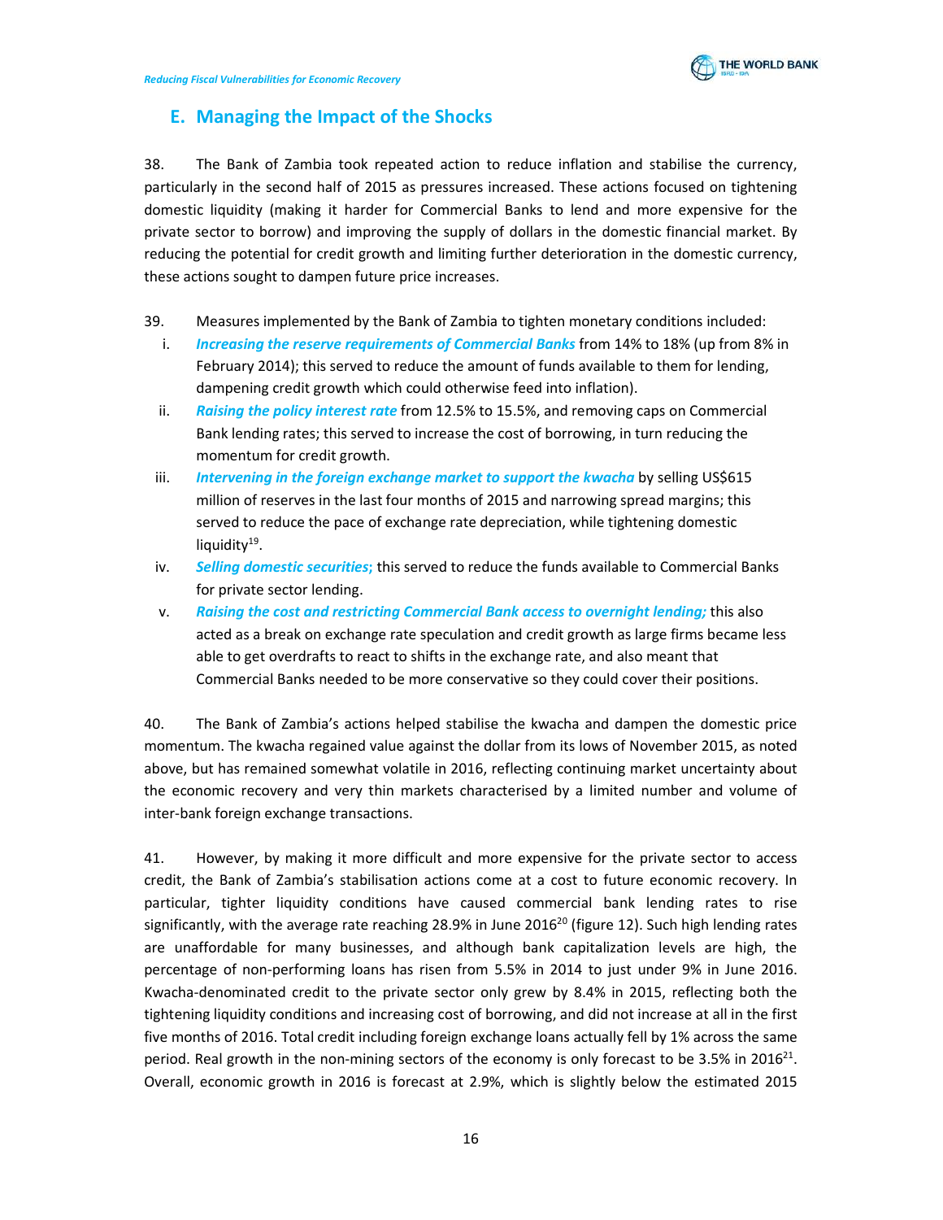## E. Managing the Impact of the Shocks

38. The Bank of Zambia took repeated action to reduce inflation and stabilise the currency, particularly in the second half of 2015 as pressures increased. These actions focused on tightening domestic liquidity (making it harder for Commercial Banks to lend and more expensive for the private sector to borrow) and improving the supply of dollars in the domestic financial market. By reducing the potential for credit growth and limiting further deterioration in the domestic currency, these actions sought to dampen future price increases.

39. Measures implemented by the Bank of Zambia to tighten monetary conditions included:

i. ***Increasing the reserve requirements of Commercial Banks*** from 14% to 18% (up from 8% in February 2014); this served to reduce the amount of funds available to them for lending, dampening credit growth which could otherwise feed into inflation).

ii. ***Raising the policy interest rate*** from 12.5% to 15.5%, and removing caps on Commercial Bank lending rates; this served to increase the cost of borrowing, in turn reducing the momentum for credit growth.

iii. ***Intervening in the foreign exchange market to support the kwacha*** by selling US$615 million of reserves in the last four months of 2015 and narrowing spread margins; this served to reduce the pace of exchange rate depreciation, while tightening domestic liquidity[19].

iv. ***Selling domestic securities;*** this served to reduce the funds available to Commercial Banks for private sector lending.

v. ***Raising the cost and restricting Commercial Bank access to overnight lending;*** this also acted as a break on exchange rate speculation and credit growth as large firms became less able to get overdrafts to react to shifts in the exchange rate, and also meant that Commercial Banks needed to be more conservative so they could cover their positions.

40. The Bank of Zambia's actions helped stabilise the kwacha and dampen the domestic price momentum. The kwacha regained value against the dollar from its lows of November 2015, as noted above, but has remained somewhat volatile in 2016, reflecting continuing market uncertainty about the economic recovery and very thin markets characterised by a limited number and volume of inter-bank foreign exchange transactions.

41. However, by making it more difficult and more expensive for the private sector to access credit, the Bank of Zambia's stabilisation actions come at a cost to future economic recovery. In particular, tighter liquidity conditions have caused commercial bank lending rates to rise significantly, with the average rate reaching 28.9% in June 2016[20] (figure 12). Such high lending rates are unaffordable for many businesses, and although bank capitalization levels are high, the percentage of non-performing loans has risen from 5.5% in 2014 to just under 9% in June 2016. Kwacha-denominated credit to the private sector only grew by 8.4% in 2015, reflecting both the tightening liquidity conditions and increasing cost of borrowing, and did not increase at all in the first five months of 2016. Total credit including foreign exchange loans actually fell by 1% across the same period. Real growth in the non-mining sectors of the economy is only forecast to be 3.5% in 2016[21]. Overall, economic growth in 2016 is forecast at 2.9%, which is slightly below the estimated 2015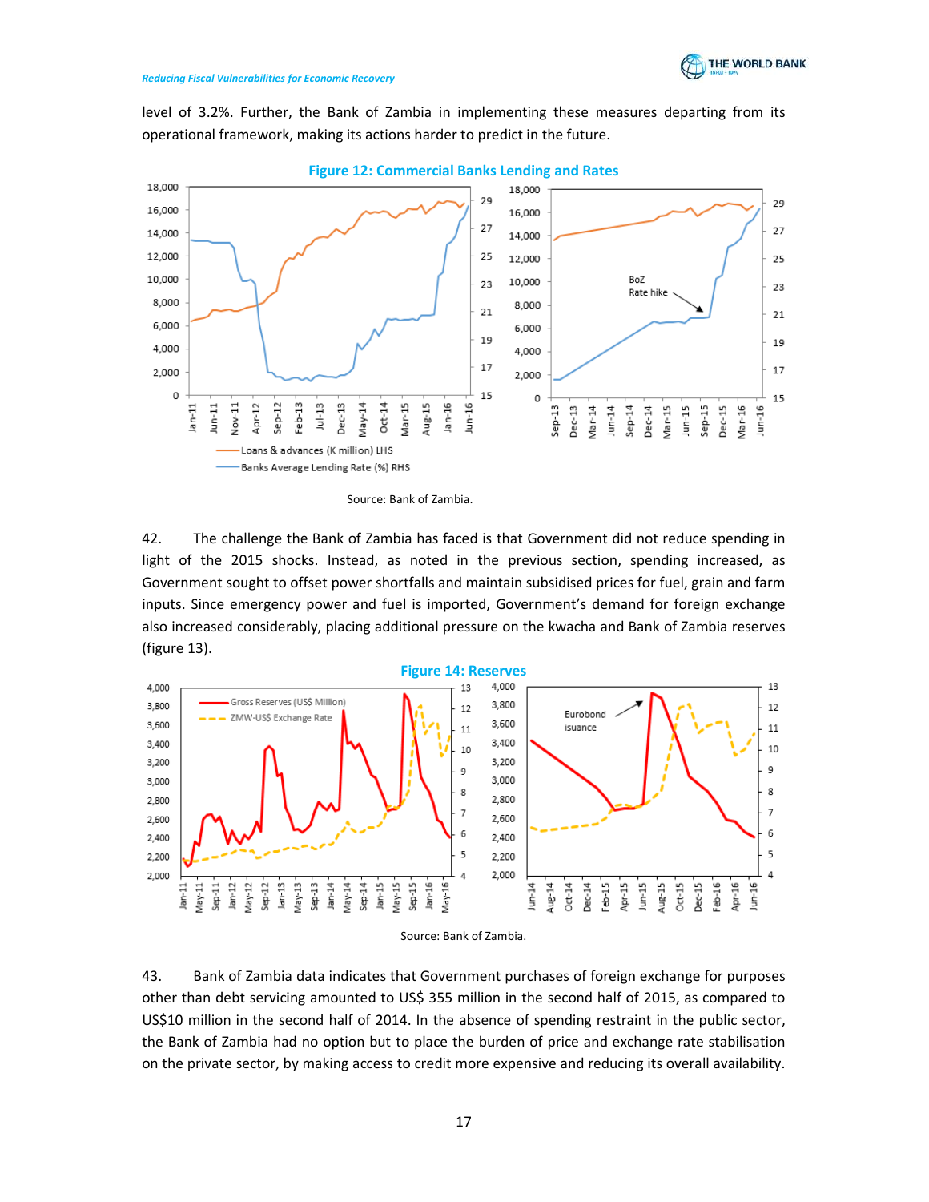level of 3.2%. Further, the Bank of Zambia in implementing these measures departing from its operational framework, making its actions harder to predict in the future.

**Figure 12: Commercial Banks Lending and Rates**

Source: Bank of Zambia.

42. The challenge the Bank of Zambia has faced is that Government did not reduce spending in light of the 2015 shocks. Instead, as noted in the previous section, spending increased, as Government sought to offset power shortfalls and maintain subsidised prices for fuel, grain and farm inputs. Since emergency power and fuel is imported, Government's demand for foreign exchange also increased considerably, placing additional pressure on the kwacha and Bank of Zambia reserves (figure 13).

**Figure 14: Reserves**

Source: Bank of Zambia.

43. Bank of Zambia data indicates that Government purchases of foreign exchange for purposes other than debt servicing amounted to US$ 355 million in the second half of 2015, as compared to US$10 million in the second half of 2014. In the absence of spending restraint in the public sector, the Bank of Zambia had no option but to place the burden of price and exchange rate stabilisation on the private sector, by making access to credit more expensive and reducing its overall availability.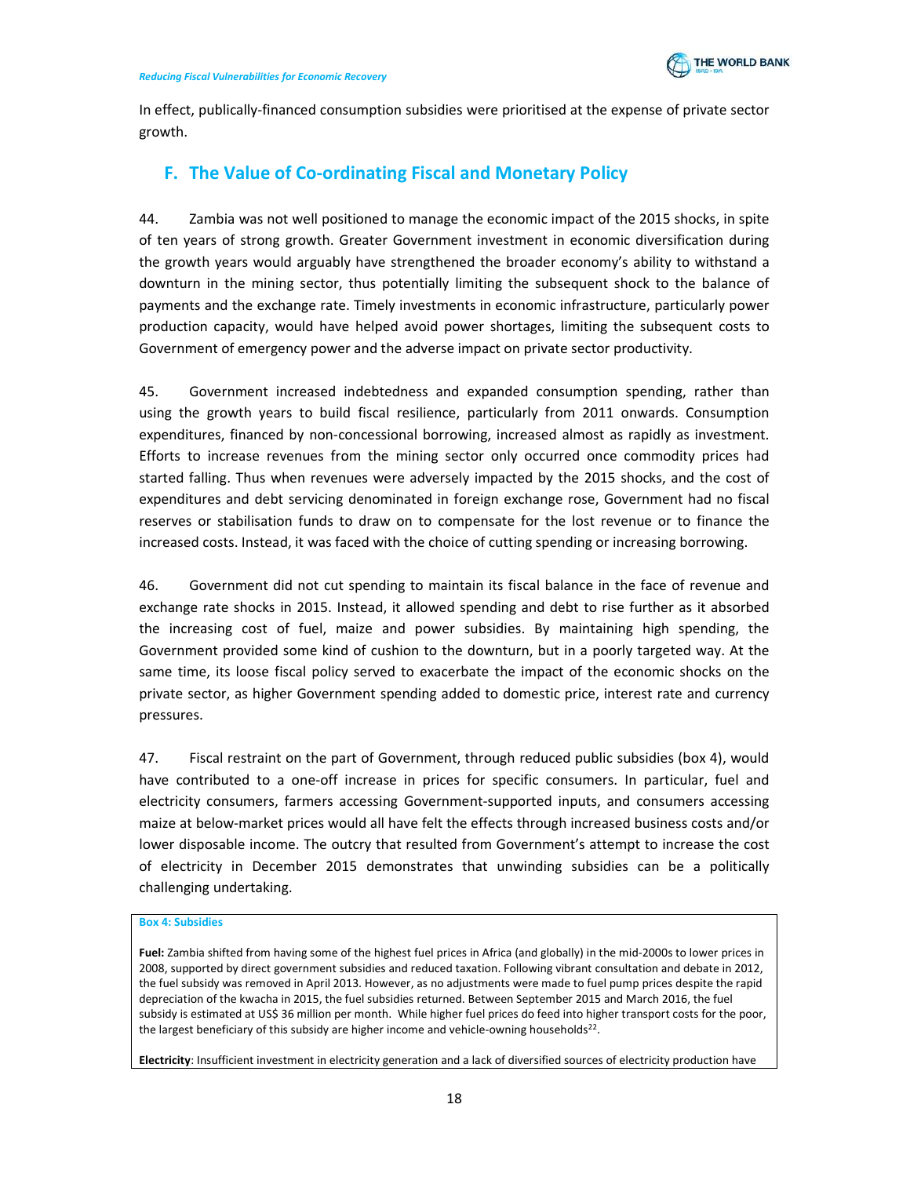In effect, publically-financed consumption subsidies were prioritised at the expense of private sector growth.

## F. The Value of Co-ordinating Fiscal and Monetary Policy

44. Zambia was not well positioned to manage the economic impact of the 2015 shocks, in spite of ten years of strong growth. Greater Government investment in economic diversification during the growth years would arguably have strengthened the broader economy's ability to withstand a downturn in the mining sector, thus potentially limiting the subsequent shock to the balance of payments and the exchange rate. Timely investments in economic infrastructure, particularly power production capacity, would have helped avoid power shortages, limiting the subsequent costs to Government of emergency power and the adverse impact on private sector productivity.

45. Government increased indebtedness and expanded consumption spending, rather than using the growth years to build fiscal resilience, particularly from 2011 onwards. Consumption expenditures, financed by non-concessional borrowing, increased almost as rapidly as investment. Efforts to increase revenues from the mining sector only occurred once commodity prices had started falling. Thus when revenues were adversely impacted by the 2015 shocks, and the cost of expenditures and debt servicing denominated in foreign exchange rose, Government had no fiscal reserves or stabilisation funds to draw on to compensate for the lost revenue or to finance the increased costs. Instead, it was faced with the choice of cutting spending or increasing borrowing.

46. Government did not cut spending to maintain its fiscal balance in the face of revenue and exchange rate shocks in 2015. Instead, it allowed spending and debt to rise further as it absorbed the increasing cost of fuel, maize and power subsidies. By maintaining high spending, the Government provided some kind of cushion to the downturn, but in a poorly targeted way. At the same time, its loose fiscal policy served to exacerbate the impact of the economic shocks on the private sector, as higher Government spending added to domestic price, interest rate and currency pressures.

47. Fiscal restraint on the part of Government, through reduced public subsidies (box 4), would have contributed to a one-off increase in prices for specific consumers. In particular, fuel and electricity consumers, farmers accessing Government-supported inputs, and consumers accessing maize at below-market prices would all have felt the effects through increased business costs and/or lower disposable income. The outcry that resulted from Government's attempt to increase the cost of electricity in December 2015 demonstrates that unwinding subsidies can be a politically challenging undertaking.

**Box 4: Subsidies**

**Fuel:** Zambia shifted from having some of the highest fuel prices in Africa (and globally) in the mid-2000s to lower prices in 2008, supported by direct government subsidies and reduced taxation. Following vibrant consultation and debate in 2012, the fuel subsidy was removed in April 2013. However, as no adjustments were made to fuel pump prices despite the rapid depreciation of the kwacha in 2015, the fuel subsidies returned. Between September 2015 and March 2016, the fuel subsidy is estimated at US$ 36 million per month. While higher fuel prices do feed into higher transport costs for the poor, the largest beneficiary of this subsidy are higher income and vehicle-owning households[22].

**Electricity**: Insufficient investment in electricity generation and a lack of diversified sources of electricity production have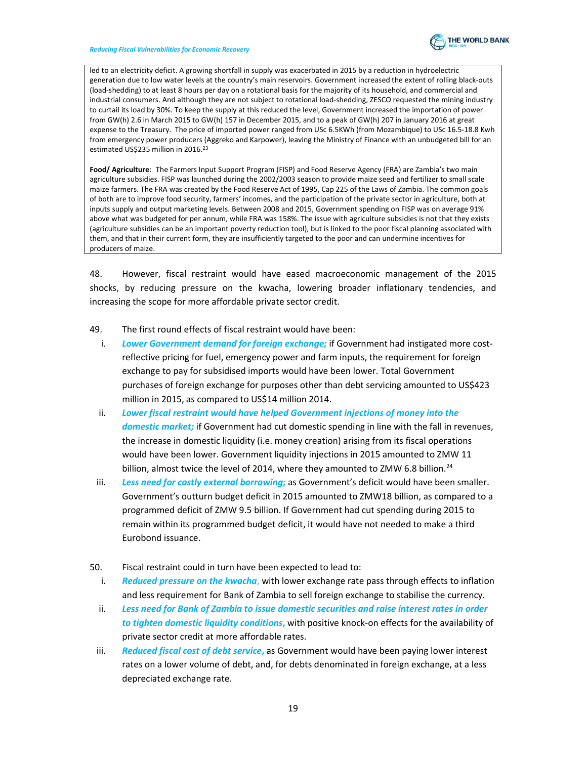led to an electricity deficit. A growing shortfall in supply was exacerbated in 2015 by a reduction in hydroelectric generation due to low water levels at the country's main reservoirs. Government increased the extent of rolling black-outs (load-shedding) to at least 8 hours per day on a rotational basis for the majority of its household, and commercial and industrial consumers. And although they are not subject to rotational load-shedding, ZESCO requested the mining industry to curtail its load by 30%. To keep the supply at this reduced the level, Government increased the importation of power from GW(h) 2.6 in March 2015 to GW(h) 157 in December 2015, and to a peak of GW(h) 207 in January 2016 at great expense to the Treasury. The price of imported power ranged from USc 6.5KWh (from Mozambique) to USc 16.5-18.8 Kwh from emergency power producers (Aggreko and Karpower), leaving the Ministry of Finance with an unbudgeted bill for an estimated US$235 million in 2016.[23]

**Food/ Agriculture**: The Farmers Input Support Program (FISP) and Food Reserve Agency (FRA) are Zambia's two main agriculture subsidies. FISP was launched during the 2002/2003 season to provide maize seed and fertilizer to small scale maize farmers. The FRA was created by the Food Reserve Act of 1995, Cap 225 of the Laws of Zambia. The common goals of both are to improve food security, farmers' incomes, and the participation of the private sector in agriculture, both at inputs supply and output marketing levels. Between 2008 and 2015, Government spending on FISP was on average 91% above what was budgeted for per annum, while FRA was 158%. The issue with agriculture subsidies is not that they exists (agriculture subsidies can be an important poverty reduction tool), but is linked to the poor fiscal planning associated with them, and that in their current form, they are insufficiently targeted to the poor and can undermine incentives for producers of maize.

48. However, fiscal restraint would have eased macroeconomic management of the 2015 shocks, by reducing pressure on the kwacha, lowering broader inflationary tendencies, and increasing the scope for more affordable private sector credit.

49. The first round effects of fiscal restraint would have been:

i. ***Lower Government demand for foreign exchange;*** if Government had instigated more cost-reflective pricing for fuel, emergency power and farm inputs, the requirement for foreign exchange to pay for subsidised imports would have been lower. Total Government purchases of foreign exchange for purposes other than debt servicing amounted to US$423 million in 2015, as compared to US$14 million 2014.

ii. ***Lower fiscal restraint would have helped Government injections of money into the domestic market;*** if Government had cut domestic spending in line with the fall in revenues, the increase in domestic liquidity (i.e. money creation) arising from its fiscal operations would have been lower. Government liquidity injections in 2015 amounted to ZMW 11 billion, almost twice the level of 2014, where they amounted to ZMW 6.8 billion.[24]

iii. ***Less need for costly external borrowing;*** as Government's deficit would have been smaller. Government's outturn budget deficit in 2015 amounted to ZMW18 billion, as compared to a programmed deficit of ZMW 9.5 billion. If Government had cut spending during 2015 to remain within its programmed budget deficit, it would have not needed to make a third Eurobond issuance.

50. Fiscal restraint could in turn have been expected to lead to:

i. ***Reduced pressure on the kwacha***, with lower exchange rate pass through effects to inflation and less requirement for Bank of Zambia to sell foreign exchange to stabilise the currency.

ii. ***Less need for Bank of Zambia to issue domestic securities and raise interest rates in order to tighten domestic liquidity conditions***, with positive knock-on effects for the availability of private sector credit at more affordable rates.

iii. ***Reduced fiscal cost of debt service***, as Government would have been paying lower interest rates on a lower volume of debt, and, for debts denominated in foreign exchange, at a less depreciated exchange rate.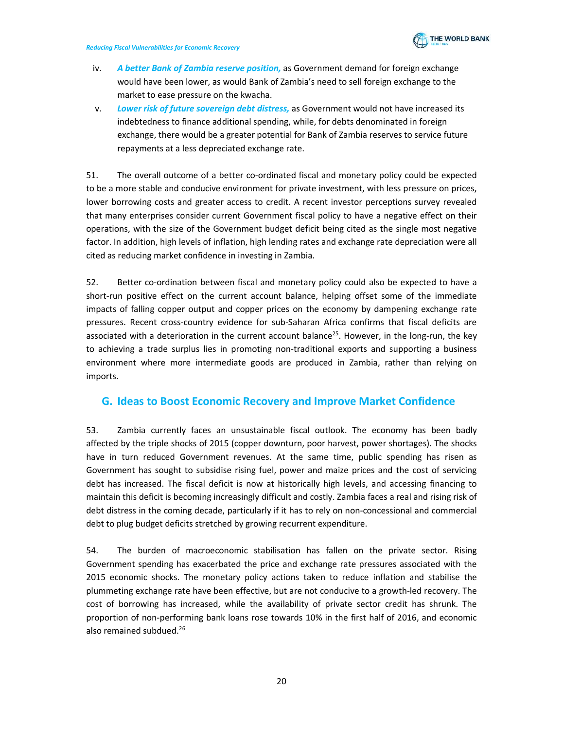iv. ***A better Bank of Zambia reserve position,*** as Government demand for foreign exchange would have been lower, as would Bank of Zambia's need to sell foreign exchange to the market to ease pressure on the kwacha.

v. ***Lower risk of future sovereign debt distress,*** as Government would not have increased its indebtedness to finance additional spending, while, for debts denominated in foreign exchange, there would be a greater potential for Bank of Zambia reserves to service future repayments at a less depreciated exchange rate.

51. The overall outcome of a better co-ordinated fiscal and monetary policy could be expected to be a more stable and conducive environment for private investment, with less pressure on prices, lower borrowing costs and greater access to credit. A recent investor perceptions survey revealed that many enterprises consider current Government fiscal policy to have a negative effect on their operations, with the size of the Government budget deficit being cited as the single most negative factor. In addition, high levels of inflation, high lending rates and exchange rate depreciation were all cited as reducing market confidence in investing in Zambia.

52. Better co-ordination between fiscal and monetary policy could also be expected to have a short-run positive effect on the current account balance, helping offset some of the immediate impacts of falling copper output and copper prices on the economy by dampening exchange rate pressures. Recent cross-country evidence for sub-Saharan Africa confirms that fiscal deficits are associated with a deterioration in the current account balance[25]. However, in the long-run, the key to achieving a trade surplus lies in promoting non-traditional exports and supporting a business environment where more intermediate goods are produced in Zambia, rather than relying on imports.

## G. Ideas to Boost Economic Recovery and Improve Market Confidence

53. Zambia currently faces an unsustainable fiscal outlook. The economy has been badly affected by the triple shocks of 2015 (copper downturn, poor harvest, power shortages). The shocks have in turn reduced Government revenues. At the same time, public spending has risen as Government has sought to subsidise rising fuel, power and maize prices and the cost of servicing debt has increased. The fiscal deficit is now at historically high levels, and accessing financing to maintain this deficit is becoming increasingly difficult and costly. Zambia faces a real and rising risk of debt distress in the coming decade, particularly if it has to rely on non-concessional and commercial debt to plug budget deficits stretched by growing recurrent expenditure.

54. The burden of macroeconomic stabilisation has fallen on the private sector. Rising Government spending has exacerbated the price and exchange rate pressures associated with the 2015 economic shocks. The monetary policy actions taken to reduce inflation and stabilise the plummeting exchange rate have been effective, but are not conducive to a growth-led recovery. The cost of borrowing has increased, while the availability of private sector credit has shrunk. The proportion of non-performing bank loans rose towards 10% in the first half of 2016, and economic also remained subdued.[26]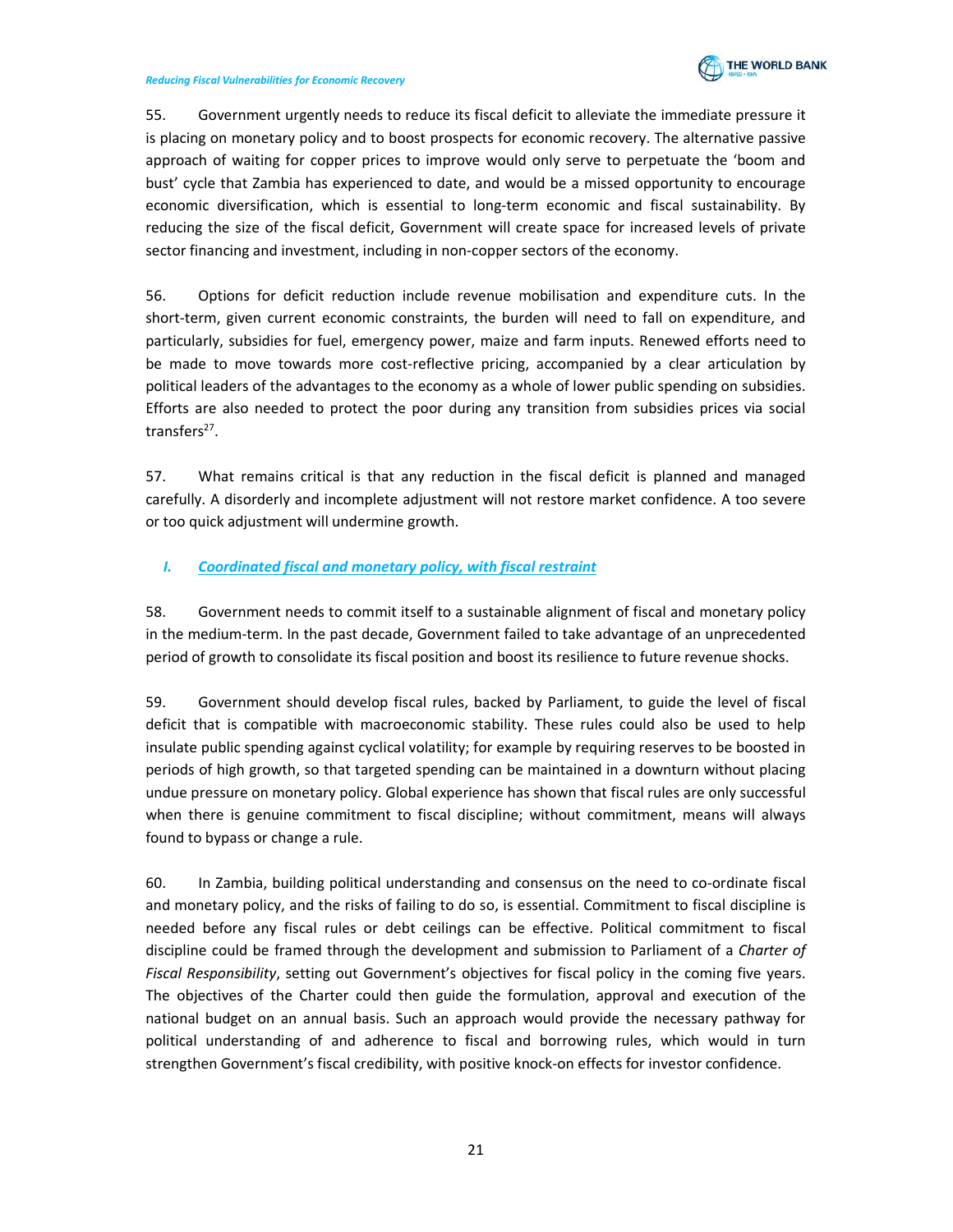55. Government urgently needs to reduce its fiscal deficit to alleviate the immediate pressure it is placing on monetary policy and to boost prospects for economic recovery. The alternative passive approach of waiting for copper prices to improve would only serve to perpetuate the 'boom and bust' cycle that Zambia has experienced to date, and would be a missed opportunity to encourage economic diversification, which is essential to long-term economic and fiscal sustainability. By reducing the size of the fiscal deficit, Government will create space for increased levels of private sector financing and investment, including in non-copper sectors of the economy.

56. Options for deficit reduction include revenue mobilisation and expenditure cuts. In the short-term, given current economic constraints, the burden will need to fall on expenditure, and particularly, subsidies for fuel, emergency power, maize and farm inputs. Renewed efforts need to be made to move towards more cost-reflective pricing, accompanied by a clear articulation by political leaders of the advantages to the economy as a whole of lower public spending on subsidies. Efforts are also needed to protect the poor during any transition from subsidies prices via social transfers[27].

57. What remains critical is that any reduction in the fiscal deficit is planned and managed carefully. A disorderly and incomplete adjustment will not restore market confidence. A too severe or too quick adjustment will undermine growth.

### *I. Coordinated fiscal and monetary policy, with fiscal restraint*

58. Government needs to commit itself to a sustainable alignment of fiscal and monetary policy in the medium-term. In the past decade, Government failed to take advantage of an unprecedented period of growth to consolidate its fiscal position and boost its resilience to future revenue shocks.

59. Government should develop fiscal rules, backed by Parliament, to guide the level of fiscal deficit that is compatible with macroeconomic stability. These rules could also be used to help insulate public spending against cyclical volatility; for example by requiring reserves to be boosted in periods of high growth, so that targeted spending can be maintained in a downturn without placing undue pressure on monetary policy. Global experience has shown that fiscal rules are only successful when there is genuine commitment to fiscal discipline; without commitment, means will always found to bypass or change a rule.

60. In Zambia, building political understanding and consensus on the need to co-ordinate fiscal and monetary policy, and the risks of failing to do so, is essential. Commitment to fiscal discipline is needed before any fiscal rules or debt ceilings can be effective. Political commitment to fiscal discipline could be framed through the development and submission to Parliament of a *Charter of Fiscal Responsibility*, setting out Government's objectives for fiscal policy in the coming five years. The objectives of the Charter could then guide the formulation, approval and execution of the national budget on an annual basis. Such an approach would provide the necessary pathway for political understanding of and adherence to fiscal and borrowing rules, which would in turn strengthen Government's fiscal credibility, with positive knock-on effects for investor confidence.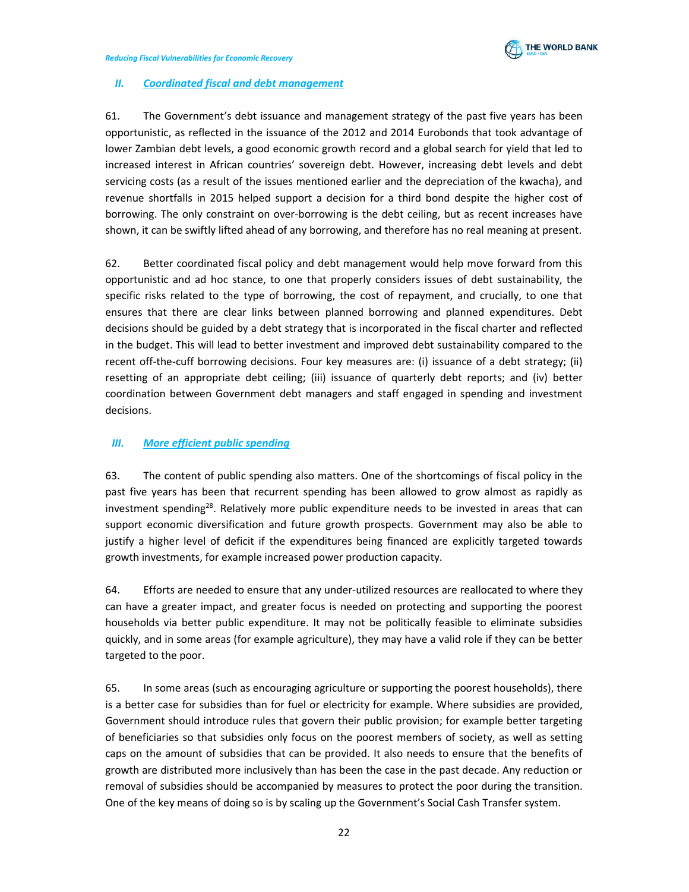### *II. Coordinated fiscal and debt management*

61. The Government's debt issuance and management strategy of the past five years has been opportunistic, as reflected in the issuance of the 2012 and 2014 Eurobonds that took advantage of lower Zambian debt levels, a good economic growth record and a global search for yield that led to increased interest in African countries' sovereign debt. However, increasing debt levels and debt servicing costs (as a result of the issues mentioned earlier and the depreciation of the kwacha), and revenue shortfalls in 2015 helped support a decision for a third bond despite the higher cost of borrowing. The only constraint on over-borrowing is the debt ceiling, but as recent increases have shown, it can be swiftly lifted ahead of any borrowing, and therefore has no real meaning at present.

62. Better coordinated fiscal policy and debt management would help move forward from this opportunistic and ad hoc stance, to one that properly considers issues of debt sustainability, the specific risks related to the type of borrowing, the cost of repayment, and crucially, to one that ensures that there are clear links between planned borrowing and planned expenditures. Debt decisions should be guided by a debt strategy that is incorporated in the fiscal charter and reflected in the budget. This will lead to better investment and improved debt sustainability compared to the recent off-the-cuff borrowing decisions. Four key measures are: (i) issuance of a debt strategy; (ii) resetting of an appropriate debt ceiling; (iii) issuance of quarterly debt reports; and (iv) better coordination between Government debt managers and staff engaged in spending and investment decisions.

### *III. More efficient public spending*

63. The content of public spending also matters. One of the shortcomings of fiscal policy in the past five years has been that recurrent spending has been allowed to grow almost as rapidly as investment spending[28]. Relatively more public expenditure needs to be invested in areas that can support economic diversification and future growth prospects. Government may also be able to justify a higher level of deficit if the expenditures being financed are explicitly targeted towards growth investments, for example increased power production capacity.

64. Efforts are needed to ensure that any under-utilized resources are reallocated to where they can have a greater impact, and greater focus is needed on protecting and supporting the poorest households via better public expenditure. It may not be politically feasible to eliminate subsidies quickly, and in some areas (for example agriculture), they may have a valid role if they can be better targeted to the poor.

65. In some areas (such as encouraging agriculture or supporting the poorest households), there is a better case for subsidies than for fuel or electricity for example. Where subsidies are provided, Government should introduce rules that govern their public provision; for example better targeting of beneficiaries so that subsidies only focus on the poorest members of society, as well as setting caps on the amount of subsidies that can be provided. It also needs to ensure that the benefits of growth are distributed more inclusively than has been the case in the past decade. Any reduction or removal of subsidies should be accompanied by measures to protect the poor during the transition. One of the key means of doing so is by scaling up the Government's Social Cash Transfer system.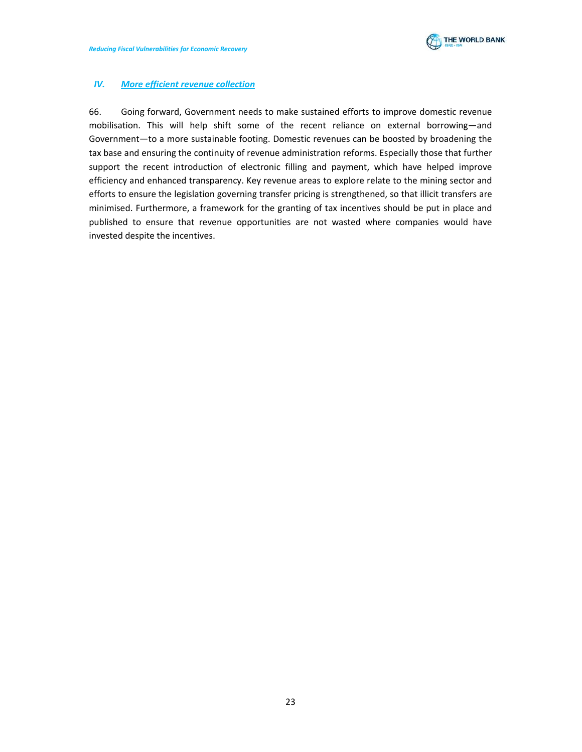## *IV. More efficient revenue collection*

66. Going forward, Government needs to make sustained efforts to improve domestic revenue mobilisation. This will help shift some of the recent reliance on external borrowing—and Government—to a more sustainable footing. Domestic revenues can be boosted by broadening the tax base and ensuring the continuity of revenue administration reforms. Especially those that further support the recent introduction of electronic filling and payment, which have helped improve efficiency and enhanced transparency. Key revenue areas to explore relate to the mining sector and efforts to ensure the legislation governing transfer pricing is strengthened, so that illicit transfers are minimised. Furthermore, a framework for the granting of tax incentives should be put in place and published to ensure that revenue opportunities are not wasted where companies would have invested despite the incentives.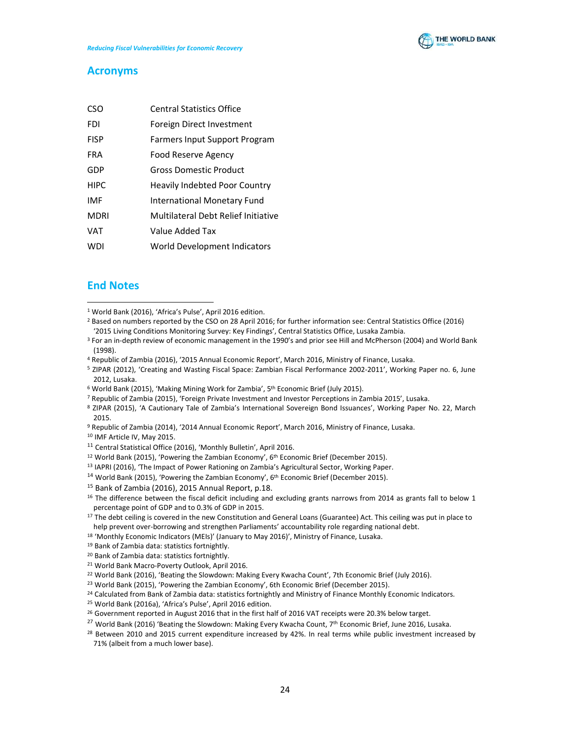## Acronyms

| | |
|---|---|
| CSO | Central Statistics Office |
| FDI | Foreign Direct Investment |
| FISP | Farmers Input Support Program |
| FRA | Food Reserve Agency |
| GDP | Gross Domestic Product |
| HIPC | Heavily Indebted Poor Country |
| IMF | International Monetary Fund |
| MDRI | Multilateral Debt Relief Initiative |
| VAT | Value Added Tax |
| WDI | World Development Indicators |

## End Notes

[1] World Bank (2016), 'Africa's Pulse', April 2016 edition.

[2] Based on numbers reported by the CSO on 28 April 2016; for further information see: Central Statistics Office (2016) '2015 Living Conditions Monitoring Survey: Key Findings', Central Statistics Office, Lusaka Zambia.

[3] For an in-depth review of economic management in the 1990's and prior see Hill and McPherson (2004) and World Bank (1998).

[4] Republic of Zambia (2016), '2015 Annual Economic Report', March 2016, Ministry of Finance, Lusaka.

[5] ZIPAR (2012), 'Creating and Wasting Fiscal Space: Zambian Fiscal Performance 2002-2011', Working Paper no. 6, June 2012, Lusaka.

[6] World Bank (2015), 'Making Mining Work for Zambia', 5th Economic Brief (July 2015).

[7] Republic of Zambia (2015), 'Foreign Private Investment and Investor Perceptions in Zambia 2015', Lusaka.

[8] ZIPAR (2015), 'A Cautionary Tale of Zambia's International Sovereign Bond Issuances', Working Paper No. 22, March 2015.

[9] Republic of Zambia (2014), '2014 Annual Economic Report', March 2016, Ministry of Finance, Lusaka.

[10] IMF Article IV, May 2015.

[11] Central Statistical Office (2016), 'Monthly Bulletin', April 2016.

[12] World Bank (2015), 'Powering the Zambian Economy', 6th Economic Brief (December 2015).

[13] IAPRI (2016), 'The Impact of Power Rationing on Zambia's Agricultural Sector, Working Paper.

[14] World Bank (2015), 'Powering the Zambian Economy', 6th Economic Brief (December 2015).

[15] Bank of Zambia (2016), 2015 Annual Report, p.18.

[16] The difference between the fiscal deficit including and excluding grants narrows from 2014 as grants fall to below 1 percentage point of GDP and to 0.3% of GDP in 2015.

[17] The debt ceiling is covered in the new Constitution and General Loans (Guarantee) Act. This ceiling was put in place to help prevent over-borrowing and strengthen Parliaments' accountability role regarding national debt.

[18] 'Monthly Economic Indicators (MEIs)' (January to May 2016)', Ministry of Finance, Lusaka.

[19] Bank of Zambia data: statistics fortnightly.

[20] Bank of Zambia data: statistics fortnightly.

[21] World Bank Macro-Poverty Outlook, April 2016.

[22] World Bank (2016), 'Beating the Slowdown: Making Every Kwacha Count', 7th Economic Brief (July 2016).

[23] World Bank (2015), 'Powering the Zambian Economy', 6th Economic Brief (December 2015).

[24] Calculated from Bank of Zambia data: statistics fortnightly and Ministry of Finance Monthly Economic Indicators.

[25] World Bank (2016a), 'Africa's Pulse', April 2016 edition.

[26] Government reported in August 2016 that in the first half of 2016 VAT receipts were 20.3% below target.

[27] World Bank (2016) 'Beating the Slowdown: Making Every Kwacha Count, 7th Economic Brief, June 2016, Lusaka.

[28] Between 2010 and 2015 current expenditure increased by 42%. In real terms while public investment increased by 71% (albeit from a much lower base).